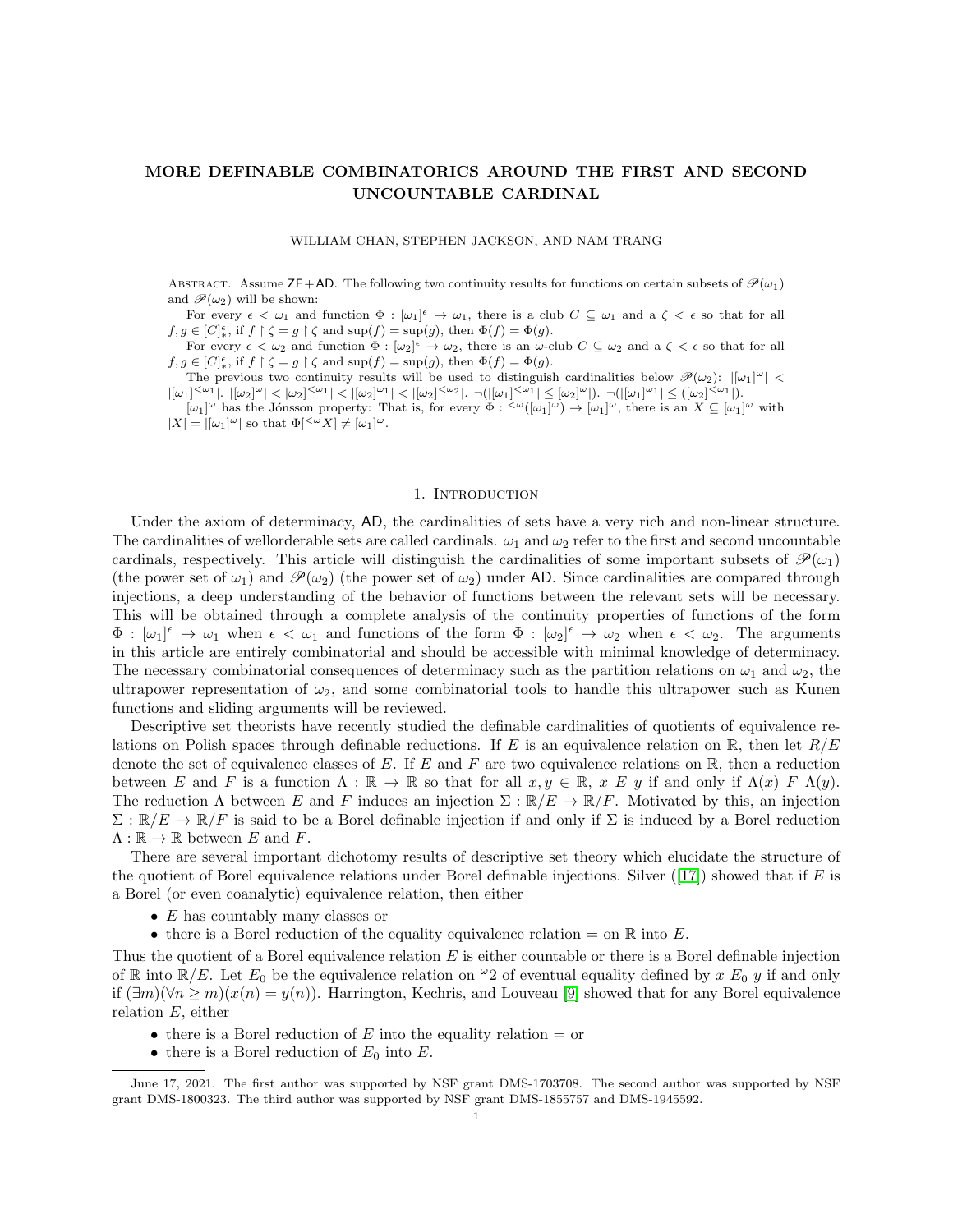# MORE DEFINABLE COMBINATORICS AROUND THE FIRST AND SECOND UNCOUNTABLE CARDINAL

WILLIAM CHAN, STEPHEN JACKSON, AND NAM TRANG

Abstract. Assume $\mathsf{ZF}+\mathsf{AD}$. The following two continuity results for functions on certain subsets of $\mathscr{P}(\omega_1)$ and $\mathscr{P}(\omega_2)$ will be shown:

For every $\epsilon < \omega_1$ and function $\Phi : [\omega_1]^\epsilon \to \omega_1$, there is a club $C \subseteq \omega_1$ and a $\zeta < \epsilon$ so that for all $f, g \in [C]^\epsilon_*$, if $f \restriction \zeta = g \restriction \zeta$ and $\sup(f) = \sup(g)$, then $\Phi(f) = \Phi(g)$.

For every $\epsilon < \omega_2$ and function $\Phi : [\omega_2]^\epsilon \to \omega_2$, there is an $\omega$-club $C \subseteq \omega_2$ and a $\zeta < \epsilon$ so that for all $f, g \in [C]^\epsilon_*$, if $f \restriction \zeta = g \restriction \zeta$ and $\sup(f) = \sup(g)$, then $\Phi(f) = \Phi(g)$.

The previous two continuity results will be used to distinguish cardinalities below $\mathscr{P}(\omega_2)$: $|[\omega_1]^\omega| < |[\omega_1]^{<\omega_1}|$. $|[\omega_2]^\omega| < |[\omega_2]^{<\omega_1}| < |[\omega_2]^{\omega_1}| < |[\omega_2]^{<\omega_2}|$. $\neg(|[\omega_1]^{<\omega_1}| \leq [\omega_2]^\omega|)$. $\neg(|[\omega_1]^{\omega_1}| \leq ([\omega_2]^{<\omega_1}|)$.

$[\omega_1]^\omega$ has the Jónsson property: That is, for every $\Phi : {}^{<\omega}([\omega_1]^\omega) \to [\omega_1]^\omega$, there is an $X \subseteq [\omega_1]^\omega$ with $|X| = |[\omega_1]^\omega|$ so that $\Phi[{}^{<\omega}X] \neq [\omega_1]^\omega$.

## 1. Introduction

Under the axiom of determinacy, $\mathsf{AD}$, the cardinalities of sets have a very rich and non-linear structure. The cardinalities of wellorderable sets are called cardinals. $\omega_1$ and $\omega_2$ refer to the first and second uncountable cardinals, respectively. This article will distinguish the cardinalities of some important subsets of $\mathscr{P}(\omega_1)$ (the power set of $\omega_1$) and $\mathscr{P}(\omega_2)$ (the power set of $\omega_2$) under $\mathsf{AD}$. Since cardinalities are compared through injections, a deep understanding of the behavior of functions between the relevant sets will be necessary. This will be obtained through a complete analysis of the continuity properties of functions of the form $\Phi : [\omega_1]^\epsilon \to \omega_1$ when $\epsilon < \omega_1$ and functions of the form $\Phi : [\omega_2]^\epsilon \to \omega_2$ when $\epsilon < \omega_2$. The arguments in this article are entirely combinatorial and should be accessible with minimal knowledge of determinacy. The necessary combinatorial consequences of determinacy such as the partition relations on $\omega_1$ and $\omega_2$, the ultrapower representation of $\omega_2$, and some combinatorial tools to handle this ultrapower such as Kunen functions and sliding arguments will be reviewed.

Descriptive set theorists have recently studied the definable cardinalities of quotients of equivalence relations on Polish spaces through definable reductions. If $E$ is an equivalence relation on $\mathbb{R}$, then let $R/E$ denote the set of equivalence classes of $E$. If $E$ and $F$ are two equivalence relations on $\mathbb{R}$, then a reduction between $E$ and $F$ is a function $\Lambda : \mathbb{R} \to \mathbb{R}$ so that for all $x, y \in \mathbb{R}$, $x \; E \; y$ if and only if $\Lambda(x) \; F \; \Lambda(y)$. The reduction $\Lambda$ between $E$ and $F$ induces an injection $\Sigma : \mathbb{R}/E \to \mathbb{R}/F$. Motivated by this, an injection $\Sigma : \mathbb{R}/E \to \mathbb{R}/F$ is said to be a Borel definable injection if and only if $\Sigma$ is induced by a Borel reduction $\Lambda : \mathbb{R} \to \mathbb{R}$ between $E$ and $F$.

There are several important dichotomy results of descriptive set theory which elucidate the structure of the quotient of Borel equivalence relations under Borel definable injections. Silver ([17]) showed that if $E$ is a Borel (or even coanalytic) equivalence relation, then either

- $E$ has countably many classes or
- there is a Borel reduction of the equality equivalence relation $=$ on $\mathbb{R}$ into $E$.

Thus the quotient of a Borel equivalence relation $E$ is either countable or there is a Borel definable injection of $\mathbb{R}$ into $\mathbb{R}/E$. Let $E_0$ be the equivalence relation on ${}^\omega 2$ of eventual equality defined by $x \; E_0 \; y$ if and only if $(\exists m)(\forall n \geq m)(x(n) = y(n))$. Harrington, Kechris, and Louveau [9] showed that for any Borel equivalence relation $E$, either

- there is a Borel reduction of $E$ into the equality relation $=$ or
- there is a Borel reduction of $E_0$ into $E$.

June 17, 2021. The first author was supported by NSF grant DMS-1703708. The second author was supported by NSF grant DMS-1800323. The third author was supported by NSF grant DMS-1855757 and DMS-1945592.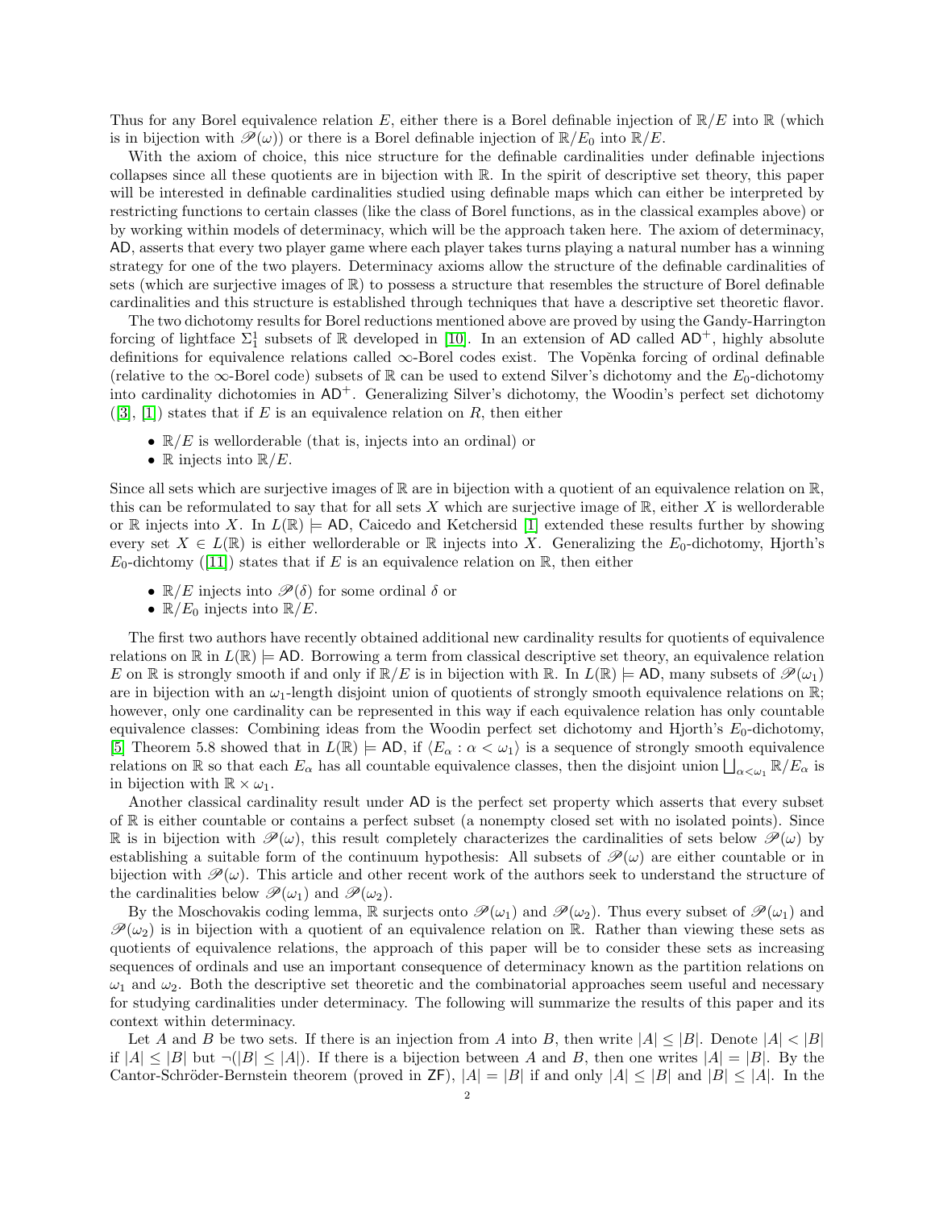Thus for any Borel equivalence relation $E$, either there is a Borel definable injection of $\mathbb{R}/E$ into $\mathbb{R}$ (which is in bijection with $\mathscr{P}(\omega)$) or there is a Borel definable injection of $\mathbb{R}/E_0$ into $\mathbb{R}/E$.

With the axiom of choice, this nice structure for the definable cardinalities under definable injections collapses since all these quotients are in bijection with $\mathbb{R}$. In the spirit of descriptive set theory, this paper will be interested in definable cardinalities studied using definable maps which can either be interpreted by restricting functions to certain classes (like the class of Borel functions, as in the classical examples above) or by working within models of determinacy, which will be the approach taken here. The axiom of determinacy, $\mathsf{AD}$, asserts that every two player game where each player takes turns playing a natural number has a winning strategy for one of the two players. Determinacy axioms allow the structure of the definable cardinalities of sets (which are surjective images of $\mathbb{R}$) to possess a structure that resembles the structure of Borel definable cardinalities and this structure is established through techniques that have a descriptive set theoretic flavor.

The two dichotomy results for Borel reductions mentioned above are proved by using the Gandy-Harrington forcing of lightface $\Sigma^1_1$ subsets of $\mathbb{R}$ developed in [10]. In an extension of $\mathsf{AD}$ called $\mathsf{AD}^+$, highly absolute definitions for equivalence relations called $\infty$-Borel codes exist. The Vopěnka forcing of ordinal definable (relative to the $\infty$-Borel code) subsets of $\mathbb{R}$ can be used to extend Silver's dichotomy and the $E_0$-dichotomy into cardinality dichotomies in $\mathsf{AD}^+$. Generalizing Silver's dichotomy, the Woodin's perfect set dichotomy ([3], [1]) states that if $E$ is an equivalence relation on $R$, then either

- $\mathbb{R}/E$ is wellorderable (that is, injects into an ordinal) or
- $\mathbb{R}$ injects into $\mathbb{R}/E$.

Since all sets which are surjective images of $\mathbb{R}$ are in bijection with a quotient of an equivalence relation on $\mathbb{R}$, this can be reformulated to say that for all sets $X$ which are surjective image of $\mathbb{R}$, either $X$ is wellorderable or $\mathbb{R}$ injects into $X$. In $L(\mathbb{R}) \models \mathsf{AD}$, Caicedo and Ketchersid [1] extended these results further by showing every set $X \in L(\mathbb{R})$ is either wellorderable or $\mathbb{R}$ injects into $X$. Generalizing the $E_0$-dichotomy, Hjorth's $E_0$-dichtomy ([11]) states that if $E$ is an equivalence relation on $\mathbb{R}$, then either

- $\mathbb{R}/E$ injects into $\mathscr{P}(\delta)$ for some ordinal $\delta$ or
- $\mathbb{R}/E_0$ injects into $\mathbb{R}/E$.

The first two authors have recently obtained additional new cardinality results for quotients of equivalence relations on $\mathbb{R}$ in $L(\mathbb{R}) \models \mathsf{AD}$. Borrowing a term from classical descriptive set theory, an equivalence relation $E$ on $\mathbb{R}$ is strongly smooth if and only if $\mathbb{R}/E$ is in bijection with $\mathbb{R}$. In $L(\mathbb{R}) \models \mathsf{AD}$, many subsets of $\mathscr{P}(\omega_1)$ are in bijection with an $\omega_1$-length disjoint union of quotients of strongly smooth equivalence relations on $\mathbb{R}$; however, only one cardinality can be represented in this way if each equivalence relation has only countable equivalence classes: Combining ideas from the Woodin perfect set dichotomy and Hjorth's $E_0$-dichotomy, [5] Theorem 5.8 showed that in $L(\mathbb{R}) \models \mathsf{AD}$, if $\langle E_\alpha : \alpha < \omega_1 \rangle$ is a sequence of strongly smooth equivalence relations on $\mathbb{R}$ so that each $E_\alpha$ has all countable equivalence classes, then the disjoint union $\bigsqcup_{\alpha<\omega_1} \mathbb{R}/E_\alpha$ is in bijection with $\mathbb{R} \times \omega_1$.

Another classical cardinality result under $\mathsf{AD}$ is the perfect set property which asserts that every subset of $\mathbb{R}$ is either countable or contains a perfect subset (a nonempty closed set with no isolated points). Since $\mathbb{R}$ is in bijection with $\mathscr{P}(\omega)$, this result completely characterizes the cardinalities of sets below $\mathscr{P}(\omega)$ by establishing a suitable form of the continuum hypothesis: All subsets of $\mathscr{P}(\omega)$ are either countable or in bijection with $\mathscr{P}(\omega)$. This article and other recent work of the authors seek to understand the structure of the cardinalities below $\mathscr{P}(\omega_1)$ and $\mathscr{P}(\omega_2)$.

By the Moschovakis coding lemma, $\mathbb{R}$ surjects onto $\mathscr{P}(\omega_1)$ and $\mathscr{P}(\omega_2)$. Thus every subset of $\mathscr{P}(\omega_1)$ and $\mathscr{P}(\omega_2)$ is in bijection with a quotient of an equivalence relation on $\mathbb{R}$. Rather than viewing these sets as quotients of equivalence relations, the approach of this paper will be to consider these sets as increasing sequences of ordinals and use an important consequence of determinacy known as the partition relations on $\omega_1$ and $\omega_2$. Both the descriptive set theoretic and the combinatorial approaches seem useful and necessary for studying cardinalities under determinacy. The following will summarize the results of this paper and its context within determinacy.

Let $A$ and $B$ be two sets. If there is an injection from $A$ into $B$, then write $|A| \leq |B|$. Denote $|A| < |B|$ if $|A| \leq |B|$ but $\neg(|B| \leq |A|)$. If there is a bijection between $A$ and $B$, then one writes $|A| = |B|$. By the Cantor-Schröder-Bernstein theorem (proved in $\mathsf{ZF}$), $|A| = |B|$ if and only $|A| \leq |B|$ and $|B| \leq |A|$. In the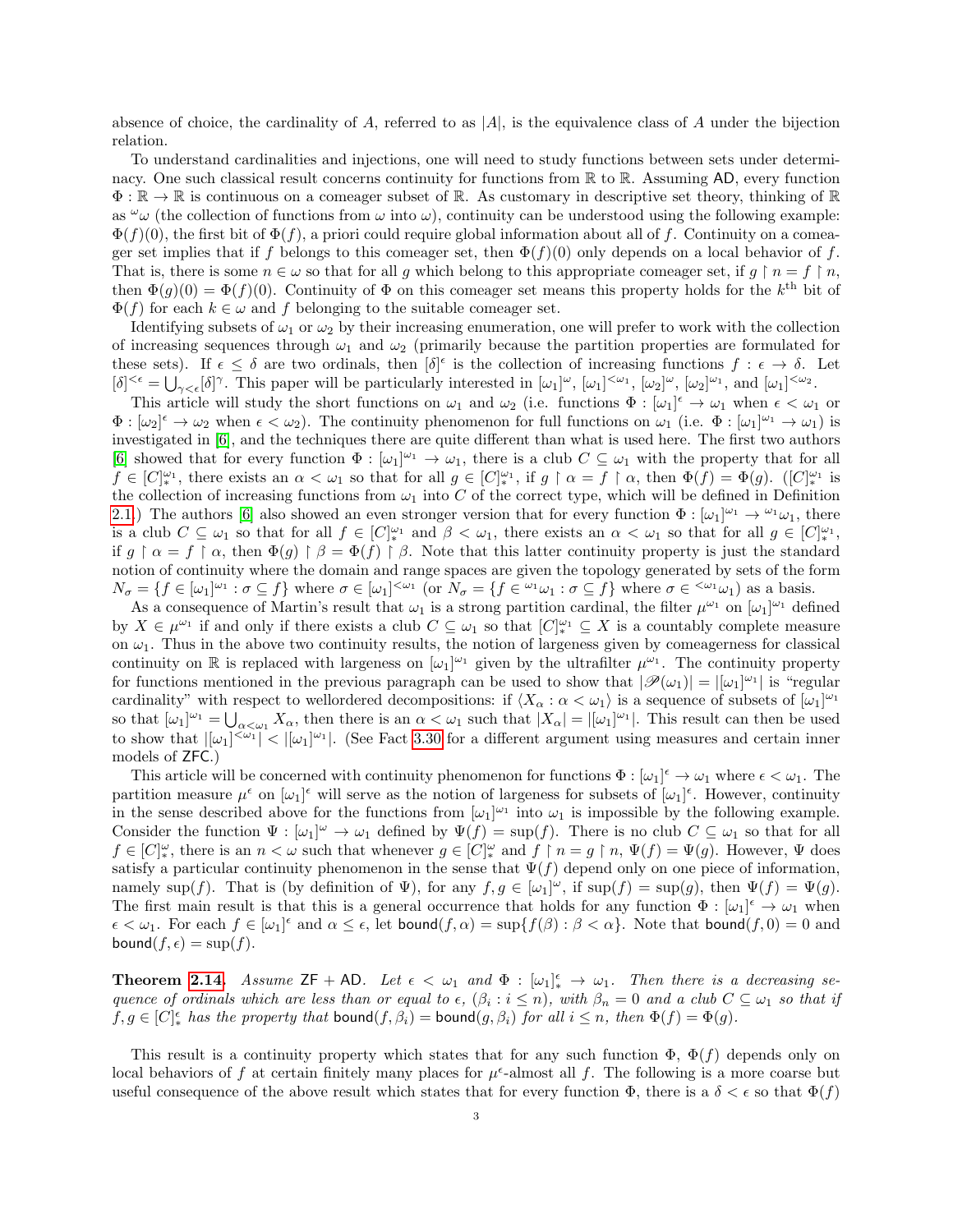absence of choice, the cardinality of $A$, referred to as $|A|$, is the equivalence class of $A$ under the bijection relation.

To understand cardinalities and injections, one will need to study functions between sets under determinacy. One such classical result concerns continuity for functions from $\mathbb{R}$ to $\mathbb{R}$. Assuming $\mathsf{AD}$, every function $\Phi : \mathbb{R} \to \mathbb{R}$ is continuous on a comeager subset of $\mathbb{R}$. As customary in descriptive set theory, thinking of $\mathbb{R}$ as ${}^\omega\omega$ (the collection of functions from $\omega$ into $\omega$), continuity can be understood using the following example: $\Phi(f)(0)$, the first bit of $\Phi(f)$, a priori could require global information about all of $f$. Continuity on a comeager set implies that if $f$ belongs to this comeager set, then $\Phi(f)(0)$ only depends on a local behavior of $f$. That is, there is some $n \in \omega$ so that for all $g$ which belong to this appropriate comeager set, if $g \upharpoonright n = f \upharpoonright n$, then $\Phi(g)(0) = \Phi(f)(0)$. Continuity of $\Phi$ on this comeager set means this property holds for the $k^{\text{th}}$ bit of $\Phi(f)$ for each $k \in \omega$ and $f$ belonging to the suitable comeager set.

Identifying subsets of $\omega_1$ or $\omega_2$ by their increasing enumeration, one will prefer to work with the collection of increasing sequences through $\omega_1$ and $\omega_2$ (primarily because the partition properties are formulated for these sets). If $\epsilon \leq \delta$ are two ordinals, then $[\delta]^\epsilon$ is the collection of increasing functions $f : \epsilon \to \delta$. Let $[\delta]^{<\epsilon} = \bigcup_{\gamma<\epsilon}[\delta]^\gamma$. This paper will be particularly interested in $[\omega_1]^\omega$, $[\omega_1]^{<\omega_1}$, $[\omega_2]^\omega$, $[\omega_2]^{\omega_1}$, and $[\omega_1]^{<\omega_2}$.

This article will study the short functions on $\omega_1$ and $\omega_2$ (i.e. functions $\Phi : [\omega_1]^\epsilon \to \omega_1$ when $\epsilon < \omega_1$ or $\Phi : [\omega_2]^\epsilon \to \omega_2$ when $\epsilon < \omega_2$). The continuity phenomenon for full functions on $\omega_1$ (i.e. $\Phi : [\omega_1]^{\omega_1} \to \omega_1$) is investigated in [6], and the techniques there are quite different than what is used here. The first two authors [6] showed that for every function $\Phi : [\omega_1]^{\omega_1} \to \omega_1$, there is a club $C \subseteq \omega_1$ with the property that for all $f \in [C]^{\omega_1}_*$, there exists an $\alpha < \omega_1$ so that for all $g \in [C]^{\omega_1}_*$, if $g \upharpoonright \alpha = f \upharpoonright \alpha$, then $\Phi(f) = \Phi(g)$. ($[C]^{\omega_1}_*$ is the collection of increasing functions from $\omega_1$ into $C$ of the correct type, which will be defined in Definition 2.1.) The authors [6] also showed an even stronger version that for every function $\Phi : [\omega_1]^{\omega_1} \to {}^{\omega_1}\omega_1$, there is a club $C \subseteq \omega_1$ so that for all $f \in [C]^{\omega_1}_*$ and $\beta < \omega_1$, there exists an $\alpha < \omega_1$ so that for all $g \in [C]^{\omega_1}_*$, if $g \upharpoonright \alpha = f \upharpoonright \alpha$, then $\Phi(g) \upharpoonright \beta = \Phi(f) \upharpoonright \beta$. Note that this latter continuity property is just the standard notion of continuity where the domain and range spaces are given the topology generated by sets of the form $N_\sigma = \{f \in [\omega_1]^{\omega_1} : \sigma \subseteq f\}$ where $\sigma \in [\omega_1]^{<\omega_1}$ (or $N_\sigma = \{f \in {}^{\omega_1}\omega_1 : \sigma \subseteq f\}$ where $\sigma \in {}^{<\omega_1}\omega_1$) as a basis.

As a consequence of Martin's result that $\omega_1$ is a strong partition cardinal, the filter $\mu^{\omega_1}$ on $[\omega_1]^{\omega_1}$ defined by $X \in \mu^{\omega_1}$ if and only if there exists a club $C \subseteq \omega_1$ so that $[C]^{\omega_1}_* \subseteq X$ is a countably complete measure on $\omega_1$. Thus in the above two continuity results, the notion of largeness given by comeagerness for classical continuity on $\mathbb{R}$ is replaced with largeness on $[\omega_1]^{\omega_1}$ given by the ultrafilter $\mu^{\omega_1}$. The continuity property for functions mentioned in the previous paragraph can be used to show that $|\mathscr{P}(\omega_1)| = |[\omega_1]^{\omega_1}|$ is "regular cardinality" with respect to wellordered decompositions: if $\langle X_\alpha : \alpha < \omega_1 \rangle$ is a sequence of subsets of $[\omega_1]^{\omega_1}$ so that $[\omega_1]^{\omega_1} = \bigcup_{\alpha<\omega_1} X_\alpha$, then there is an $\alpha < \omega_1$ such that $|X_\alpha| = |[\omega_1]^{\omega_1}|$. This result can then be used to show that $|[\omega_1]^{<\omega_1}| < |[\omega_1]^{\omega_1}|$. (See Fact 3.30 for a different argument using measures and certain inner models of $\mathsf{ZFC}$.)

This article will be concerned with continuity phenomenon for functions $\Phi : [\omega_1]^\epsilon \to \omega_1$ where $\epsilon < \omega_1$. The partition measure $\mu^\epsilon$ on $[\omega_1]^\epsilon$ will serve as the notion of largeness for subsets of $[\omega_1]^\epsilon$. However, continuity in the sense described above for the functions from $[\omega_1]^{\omega_1}$ into $\omega_1$ is impossible by the following example. Consider the function $\Psi : [\omega_1]^\omega \to \omega_1$ defined by $\Psi(f) = \sup(f)$. There is no club $C \subseteq \omega_1$ so that for all $f \in [C]^\omega_*$, there is an $n < \omega$ such that whenever $g \in [C]^\omega_*$ and $f \upharpoonright n = g \upharpoonright n$, $\Psi(f) = \Psi(g)$. However, $\Psi$ does satisfy a particular continuity phenomenon in the sense that $\Psi(f)$ depend only on one piece of information, namely $\sup(f)$. That is (by definition of $\Psi$), for any $f, g \in [\omega_1]^\omega$, if $\sup(f) = \sup(g)$, then $\Psi(f) = \Psi(g)$. The first main result is that this is a general occurrence that holds for any function $\Phi : [\omega_1]^\epsilon \to \omega_1$ when $\epsilon < \omega_1$. For each $f \in [\omega_1]^\epsilon$ and $\alpha \leq \epsilon$, let $\mathsf{bound}(f, \alpha) = \sup\{f(\beta) : \beta < \alpha\}$. Note that $\mathsf{bound}(f, 0) = 0$ and $\mathsf{bound}(f, \epsilon) = \sup(f)$.

**Theorem 2.14.** *Assume $\mathsf{ZF} + \mathsf{AD}$. Let $\epsilon < \omega_1$ and $\Phi : [\omega_1]^\epsilon_* \to \omega_1$. Then there is a decreasing sequence of ordinals which are less than or equal to $\epsilon$, $(\beta_i : i \leq n)$, with $\beta_n = 0$ and a club $C \subseteq \omega_1$ so that if $f, g \in [C]^\epsilon_*$ has the property that $\mathsf{bound}(f, \beta_i) = \mathsf{bound}(g, \beta_i)$ for all $i \leq n$, then $\Phi(f) = \Phi(g)$.*

This result is a continuity property which states that for any such function $\Phi$, $\Phi(f)$ depends only on local behaviors of $f$ at certain finitely many places for $\mu^\epsilon$-almost all $f$. The following is a more coarse but useful consequence of the above result which states that for every function $\Phi$, there is a $\delta < \epsilon$ so that $\Phi(f)$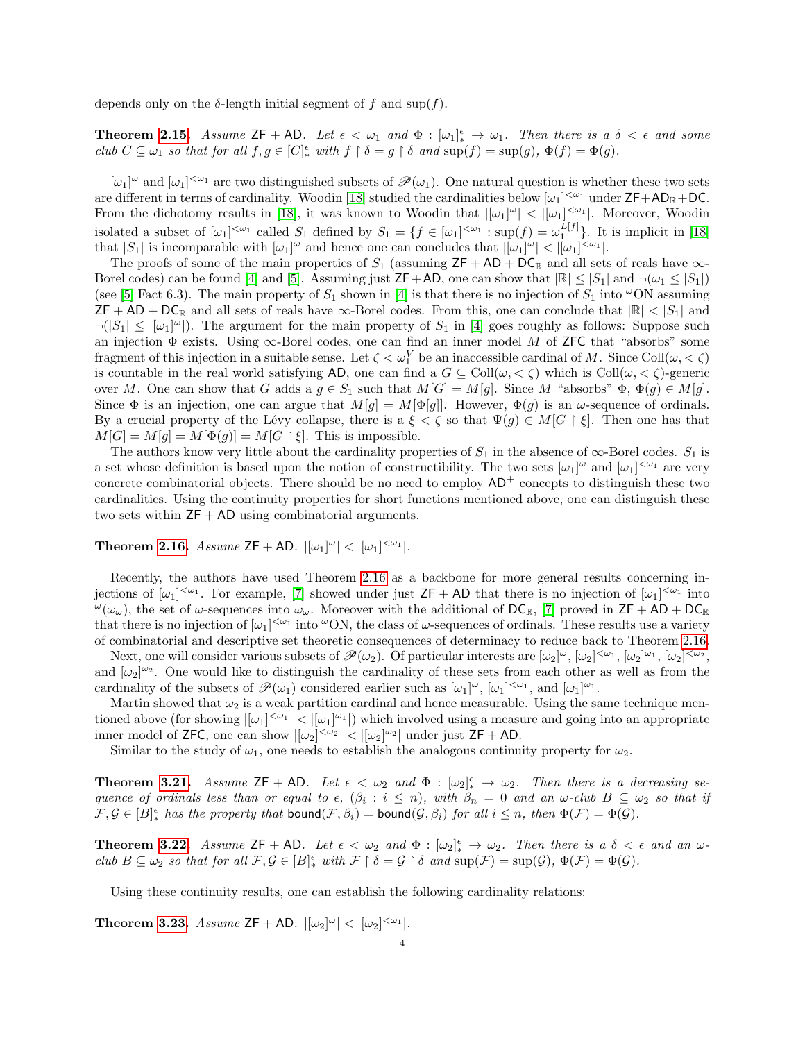depends only on the $\delta$-length initial segment of $f$ and $\sup(f)$.

**Theorem 2.15.** *Assume* $\mathsf{ZF} + \mathsf{AD}$. *Let* $\epsilon < \omega_1$ *and* $\Phi : [\omega_1]^\epsilon_* \to \omega_1$. *Then there is a* $\delta < \epsilon$ *and some club* $C \subseteq \omega_1$ *so that for all* $f, g \in [C]^\epsilon_*$ *with* $f \restriction \delta = g \restriction \delta$ *and* $\sup(f) = \sup(g)$, $\Phi(f) = \Phi(g)$.

$[\omega_1]^\omega$ and $[\omega_1]^{<\omega_1}$ are two distinguished subsets of $\mathscr{P}(\omega_1)$. One natural question is whether these two sets are different in terms of cardinality. Woodin [18] studied the cardinalities below $[\omega_1]^{<\omega_1}$ under $\mathsf{ZF}+\mathsf{AD}_\mathbb{R}+\mathsf{DC}$. From the dichotomy results in [18], it was known to Woodin that $|[\omega_1]^\omega| < |[\omega_1]^{<\omega_1}|$. Moreover, Woodin isolated a subset of $[\omega_1]^{<\omega_1}$ called $S_1$ defined by $S_1 = \{f \in [\omega_1]^{<\omega_1} : \sup(f) = \omega_1^{L[f]}\}$. It is implicit in [18] that $|S_1|$ is incomparable with $[\omega_1]^\omega$ and hence one can concludes that $|[\omega_1]^\omega| < |[\omega_1]^{<\omega_1}|$.

The proofs of some of the main properties of $S_1$ (assuming $\mathsf{ZF} + \mathsf{AD} + \mathsf{DC}_\mathbb{R}$ and all sets of reals have $\infty$-Borel codes) can be found [4] and [5]. Assuming just $\mathsf{ZF}+\mathsf{AD}$, one can show that $|\mathbb{R}| \leq |S_1|$ and $\neg(\omega_1 \leq |S_1|)$ (see [5] Fact 6.3). The main property of $S_1$ shown in [4] is that there is no injection of $S_1$ into ${}^\omega\mathrm{ON}$ assuming $\mathsf{ZF} + \mathsf{AD} + \mathsf{DC}_\mathbb{R}$ and all sets of reals have $\infty$-Borel codes. From this, one can conclude that $|\mathbb{R}| < |S_1|$ and $\neg(|S_1| \leq |[\omega_1]^\omega|)$. The argument for the main property of $S_1$ in [4] goes roughly as follows: Suppose such an injection $\Phi$ exists. Using $\infty$-Borel codes, one can find an inner model $M$ of $\mathsf{ZFC}$ that "absorbs" some fragment of this injection in a suitable sense. Let $\zeta < \omega_1^V$ be an inaccessible cardinal of $M$. Since $\mathrm{Coll}(\omega, <\zeta)$ is countable in the real world satisfying $\mathsf{AD}$, one can find a $G \subseteq \mathrm{Coll}(\omega, <\zeta)$ which is $\mathrm{Coll}(\omega, <\zeta)$-generic over $M$. One can show that $G$ adds a $g \in S_1$ such that $M[G] = M[g]$. Since $M$ "absorbs" $\Phi$, $\Phi(g) \in M[g]$. Since $\Phi$ is an injection, one can argue that $M[g] = M[\Phi[g]]$. However, $\Phi(g)$ is an $\omega$-sequence of ordinals. By a crucial property of the Lévy collapse, there is a $\xi < \zeta$ so that $\Psi(g) \in M[G \restriction \xi]$. Then one has that $M[G] = M[g] = M[\Phi(g)] = M[G \restriction \xi]$. This is impossible.

The authors know very little about the cardinality properties of $S_1$ in the absence of $\infty$-Borel codes. $S_1$ is a set whose definition is based upon the notion of constructibility. The two sets $[\omega_1]^\omega$ and $[\omega_1]^{<\omega_1}$ are very concrete combinatorial objects. There should be no need to employ $\mathsf{AD}^+$ concepts to distinguish these two cardinalities. Using the continuity properties for short functions mentioned above, one can distinguish these two sets within $\mathsf{ZF} + \mathsf{AD}$ using combinatorial arguments.

**Theorem 2.16.** *Assume* $\mathsf{ZF} + \mathsf{AD}$. $|[\omega_1]^\omega| < |[\omega_1]^{<\omega_1}|$.

Recently, the authors have used Theorem 2.16 as a backbone for more general results concerning injections of $[\omega_1]^{<\omega_1}$. For example, [7] showed under just $\mathsf{ZF} + \mathsf{AD}$ that there is no injection of $[\omega_1]^{<\omega_1}$ into ${}^\omega(\omega_\omega)$, the set of $\omega$-sequences into $\omega_\omega$. Moreover with the additional of $\mathsf{DC}_\mathbb{R}$, [7] proved in $\mathsf{ZF} + \mathsf{AD} + \mathsf{DC}_\mathbb{R}$ that there is no injection of $[\omega_1]^{<\omega_1}$ into ${}^\omega\mathrm{ON}$, the class of $\omega$-sequences of ordinals. These results use a variety of combinatorial and descriptive set theoretic consequences of determinacy to reduce back to Theorem 2.16.

Next, one will consider various subsets of $\mathscr{P}(\omega_2)$. Of particular interests are $[\omega_2]^\omega$, $[\omega_2]^{<\omega_1}$, $[\omega_2]^{\omega_1}$, $[\omega_2]^{<\omega_2}$, and $[\omega_2]^{\omega_2}$. One would like to distinguish the cardinality of these sets from each other as well as from the cardinality of the subsets of $\mathscr{P}(\omega_1)$ considered earlier such as $[\omega_1]^\omega$, $[\omega_1]^{<\omega_1}$, and $[\omega_1]^{\omega_1}$.

Martin showed that $\omega_2$ is a weak partition cardinal and hence measurable. Using the same technique mentioned above (for showing $|[\omega_1]^{<\omega_1}| < |[\omega_1]^{\omega_1}|$) which involved using a measure and going into an appropriate inner model of $\mathsf{ZFC}$, one can show $|[\omega_2]^{<\omega_2}| < |[\omega_2]^{\omega_2}|$ under just $\mathsf{ZF} + \mathsf{AD}$.

Similar to the study of $\omega_1$, one needs to establish the analogous continuity property for $\omega_2$.

**Theorem 3.21.** *Assume* $\mathsf{ZF} + \mathsf{AD}$. *Let* $\epsilon < \omega_2$ *and* $\Phi : [\omega_2]^\epsilon_* \to \omega_2$. *Then there is a decreasing sequence of ordinals less than or equal to* $\epsilon$, $(\beta_i : i \leq n)$, *with* $\beta_n = 0$ *and an* $\omega$-*club* $B \subseteq \omega_2$ *so that if* $\mathcal{F}, \mathcal{G} \in [B]^\epsilon_*$ *has the property that* $\mathsf{bound}(\mathcal{F}, \beta_i) = \mathsf{bound}(\mathcal{G}, \beta_i)$ *for all* $i \leq n$, *then* $\Phi(\mathcal{F}) = \Phi(\mathcal{G})$.

**Theorem 3.22.** *Assume* $\mathsf{ZF} + \mathsf{AD}$. *Let* $\epsilon < \omega_2$ *and* $\Phi : [\omega_2]^\epsilon_* \to \omega_2$. *Then there is a* $\delta < \epsilon$ *and an* $\omega$-*club* $B \subseteq \omega_2$ *so that for all* $\mathcal{F}, \mathcal{G} \in [B]^\epsilon_*$ *with* $\mathcal{F} \restriction \delta = \mathcal{G} \restriction \delta$ *and* $\sup(\mathcal{F}) = \sup(\mathcal{G})$, $\Phi(\mathcal{F}) = \Phi(\mathcal{G})$.

Using these continuity results, one can establish the following cardinality relations:

**Theorem 3.23.** *Assume* $\mathsf{ZF} + \mathsf{AD}$. $|[\omega_2]^\omega| < |[\omega_2]^{<\omega_1}|$.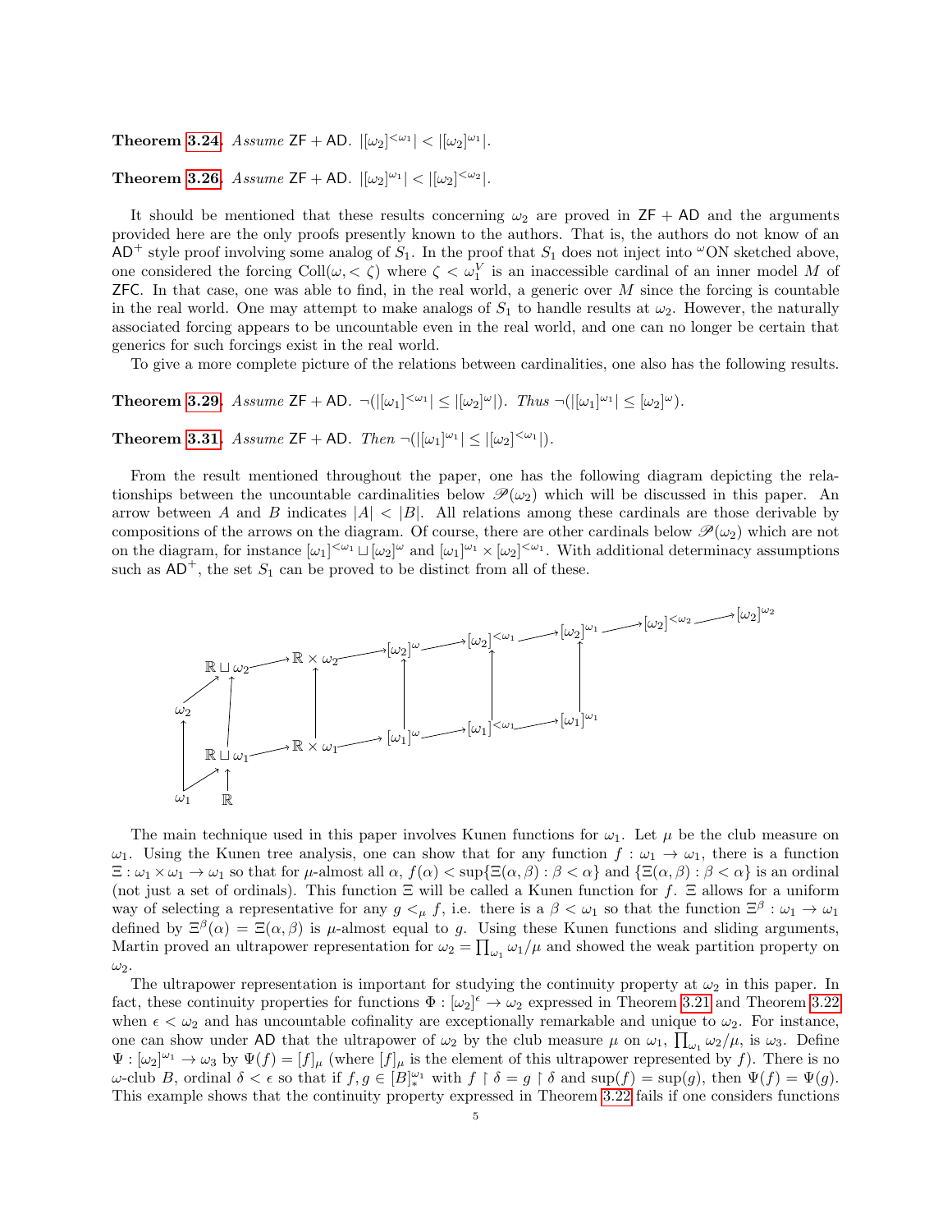**Theorem 3.24.** *Assume* ZF + AD. $|[\omega_2]^{<\omega_1}| < |[\omega_2]^{\omega_1}|$.

**Theorem 3.26.** *Assume* ZF + AD. $|[\omega_2]^{\omega_1}| < |[\omega_2]^{<\omega_2}|$.

It should be mentioned that these results concerning $\omega_2$ are proved in ZF + AD and the arguments provided here are the only proofs presently known to the authors. That is, the authors do not know of an $\mathsf{AD}^+$ style proof involving some analog of $S_1$. In the proof that $S_1$ does not inject into ${}^{\omega}\mathrm{ON}$ sketched above, one considered the forcing $\mathrm{Coll}(\omega, <\zeta)$ where $\zeta < \omega_1^V$ is an inaccessible cardinal of an inner model $M$ of ZFC. In that case, one was able to find, in the real world, a generic over $M$ since the forcing is countable in the real world. One may attempt to make analogs of $S_1$ to handle results at $\omega_2$. However, the naturally associated forcing appears to be uncountable even in the real world, and one can no longer be certain that generics for such forcings exist in the real world.

To give a more complete picture of the relations between cardinalities, one also has the following results.

**Theorem 3.29.** *Assume* ZF + AD. $\neg(|[\omega_1]^{<\omega_1}| \leq |[\omega_2]^{\omega}|)$. *Thus* $\neg(|[\omega_1]^{\omega_1}| \leq [\omega_2]^{\omega})$.

**Theorem 3.31.** *Assume* ZF + AD. *Then* $\neg(|[\omega_1]^{\omega_1}| \leq |[\omega_2]^{<\omega_1}|)$.

From the result mentioned throughout the paper, one has the following diagram depicting the relationships between the uncountable cardinalities below $\mathscr{P}(\omega_2)$ which will be discussed in this paper. An arrow between $A$ and $B$ indicates $|A| < |B|$. All relations among these cardinals are those derivable by compositions of the arrows on the diagram. Of course, there are other cardinals below $\mathscr{P}(\omega_2)$ which are not on the diagram, for instance $[\omega_1]^{<\omega_1} \sqcup [\omega_2]^{\omega}$ and $[\omega_1]^{\omega_1} \times [\omega_2]^{<\omega_1}$. With additional determinacy assumptions such as $\mathsf{AD}^+$, the set $S_1$ can be proved to be distinct from all of these.

$$
\begin{array}{l}
\omega_1 \to \omega_2,\quad \omega_1 \to \mathbb{R}\sqcup\omega_1,\quad \mathbb{R} \to \mathbb{R}\sqcup\omega_1,\quad \omega_2 \to \mathbb{R}\sqcup\omega_2,\quad \mathbb{R}\sqcup\omega_1 \to \mathbb{R}\sqcup\omega_2 \\
\mathbb{R}\sqcup\omega_2 \to \mathbb{R}\times\omega_2 \to [\omega_2]^{\omega} \to [\omega_2]^{<\omega_1} \to [\omega_2]^{\omega_1} \to [\omega_2]^{<\omega_2} \to [\omega_2]^{\omega_2} \\
\mathbb{R}\sqcup\omega_1 \to \mathbb{R}\times\omega_1 \to [\omega_1]^{\omega} \to [\omega_1]^{<\omega_1} \to [\omega_1]^{\omega_1} \\
\mathbb{R}\times\omega_1 \to \mathbb{R}\times\omega_2,\quad [\omega_1]^{\omega} \to [\omega_2]^{\omega},\quad [\omega_1]^{<\omega_1} \to [\omega_2]^{<\omega_1},\quad [\omega_1]^{\omega_1} \to [\omega_2]^{\omega_1}
\end{array}
$$

The main technique used in this paper involves Kunen functions for $\omega_1$. Let $\mu$ be the club measure on $\omega_1$. Using the Kunen tree analysis, one can show that for any function $f : \omega_1 \to \omega_1$, there is a function $\Xi : \omega_1 \times \omega_1 \to \omega_1$ so that for $\mu$-almost all $\alpha$, $f(\alpha) < \sup\{\Xi(\alpha, \beta) : \beta < \alpha\}$ and $\{\Xi(\alpha, \beta) : \beta < \alpha\}$ is an ordinal (not just a set of ordinals). This function $\Xi$ will be called a Kunen function for $f$. $\Xi$ allows for a uniform way of selecting a representative for any $g <_\mu f$, i.e. there is a $\beta < \omega_1$ so that the function $\Xi^\beta : \omega_1 \to \omega_1$ defined by $\Xi^\beta(\alpha) = \Xi(\alpha, \beta)$ is $\mu$-almost equal to $g$. Using these Kunen functions and sliding arguments, Martin proved an ultrapower representation for $\omega_2 = \prod_{\omega_1} \omega_1/\mu$ and showed the weak partition property on $\omega_2$.

The ultrapower representation is important for studying the continuity property at $\omega_2$ in this paper. In fact, these continuity properties for functions $\Phi : [\omega_2]^\epsilon \to \omega_2$ expressed in Theorem 3.21 and Theorem 3.22 when $\epsilon < \omega_2$ and has uncountable cofinality are exceptionally remarkable and unique to $\omega_2$. For instance, one can show under AD that the ultrapower of $\omega_2$ by the club measure $\mu$ on $\omega_1$, $\prod_{\omega_1} \omega_2/\mu$, is $\omega_3$. Define $\Psi : [\omega_2]^{\omega_1} \to \omega_3$ by $\Psi(f) = [f]_\mu$ (where $[f]_\mu$ is the element of this ultrapower represented by $f$). There is no $\omega$-club $B$, ordinal $\delta < \epsilon$ so that if $f, g \in [B]^{\omega_1}_*$ with $f \restriction \delta = g \restriction \delta$ and $\sup(f) = \sup(g)$, then $\Psi(f) = \Psi(g)$. This example shows that the continuity property expressed in Theorem 3.22 fails if one considers functions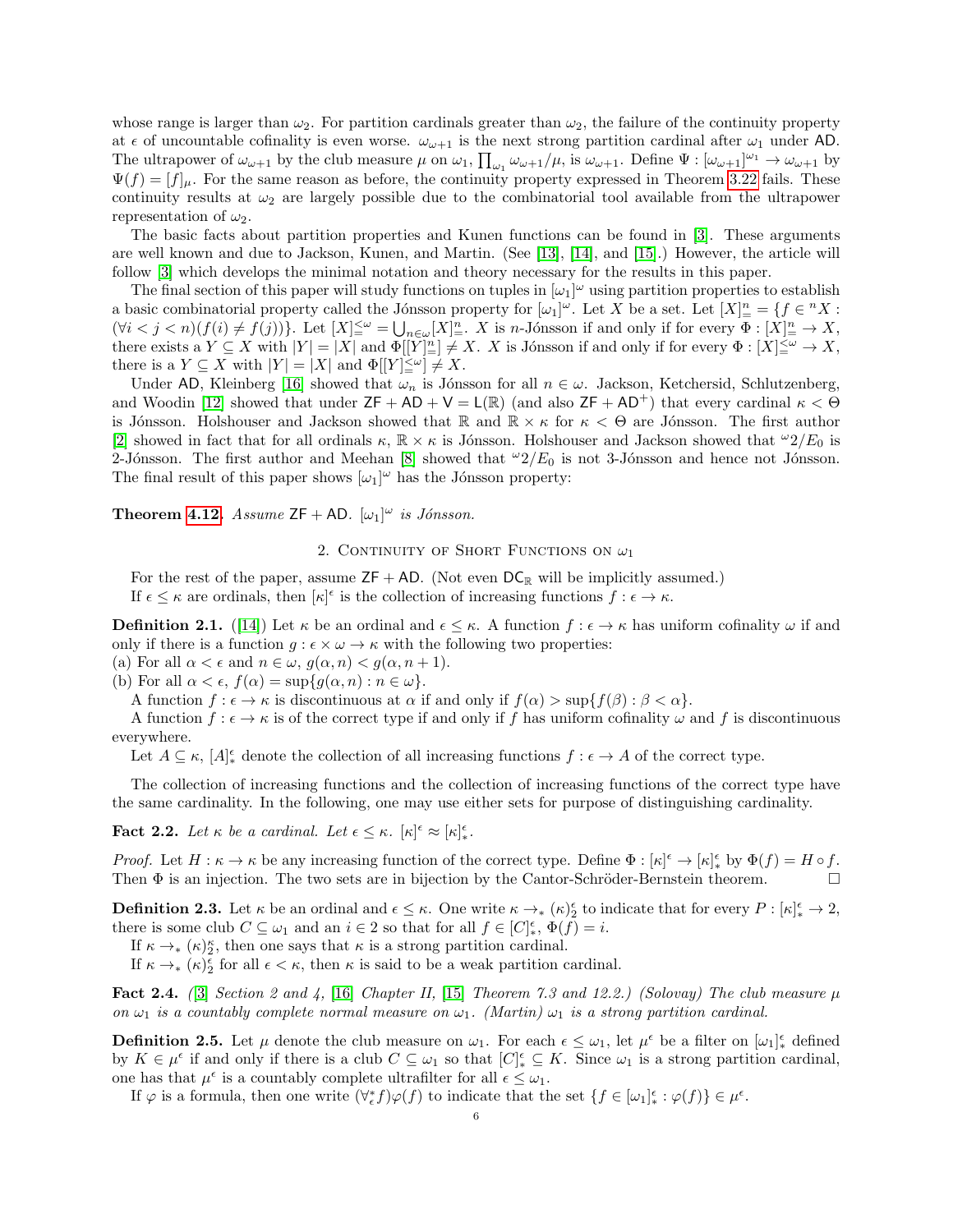whose range is larger than $\omega_2$. For partition cardinals greater than $\omega_2$, the failure of the continuity property at $\epsilon$ of uncountable cofinality is even worse. $\omega_{\omega+1}$ is the next strong partition cardinal after $\omega_1$ under $\mathsf{AD}$. The ultrapower of $\omega_{\omega+1}$ by the club measure $\mu$ on $\omega_1$, $\prod_{\omega_1} \omega_{\omega+1}/\mu$, is $\omega_{\omega+1}$. Define $\Psi : [\omega_{\omega+1}]^{\omega_1} \to \omega_{\omega+1}$ by $\Psi(f) = [f]_\mu$. For the same reason as before, the continuity property expressed in Theorem 3.22 fails. These continuity results at $\omega_2$ are largely possible due to the combinatorial tool available from the ultrapower representation of $\omega_2$.

The basic facts about partition properties and Kunen functions can be found in [3]. These arguments are well known and due to Jackson, Kunen, and Martin. (See [13], [14], and [15].) However, the article will follow [3] which develops the minimal notation and theory necessary for the results in this paper.

The final section of this paper will study functions on tuples in $[\omega_1]^\omega$ using partition properties to establish a basic combinatorial property called the Jónsson property for $[\omega_1]^\omega$. Let $X$ be a set. Let $[X]^n_= = \{f \in {}^nX : (\forall i < j < n)(f(i) \neq f(j))\}$. Let $[X]^{<\omega}_= = \bigcup_{n\in\omega}[X]^n_=$. $X$ is $n$-Jónsson if and only if for every $\Phi : [X]^n_= \to X$, there exists a $Y \subseteq X$ with $|Y| = |X|$ and $\Phi[[Y]^n_=] \neq X$. $X$ is Jónsson if and only if for every $\Phi : [X]^{<\omega}_= \to X$, there is a $Y \subseteq X$ with $|Y| = |X|$ and $\Phi[[Y]^{<\omega}_=] \neq X$.

Under $\mathsf{AD}$, Kleinberg [16] showed that $\omega_n$ is Jónsson for all $n \in \omega$. Jackson, Ketchersid, Schlutzenberg, and Woodin [12] showed that under $\mathsf{ZF} + \mathsf{AD} + \mathsf{V} = \mathsf{L}(\mathbb{R})$ (and also $\mathsf{ZF} + \mathsf{AD}^+$) that every cardinal $\kappa < \Theta$ is Jónsson. Holshouser and Jackson showed that $\mathbb{R}$ and $\mathbb{R} \times \kappa$ for $\kappa < \Theta$ are Jónsson. The first author [2] showed in fact that for all ordinals $\kappa$, $\mathbb{R} \times \kappa$ is Jónsson. Holshouser and Jackson showed that ${}^\omega 2/E_0$ is 2-Jónsson. The first author and Meehan [8] showed that ${}^\omega 2/E_0$ is not 3-Jónsson and hence not Jónsson. The final result of this paper shows $[\omega_1]^\omega$ has the Jónsson property:

**Theorem 4.12.** *Assume $\mathsf{ZF} + \mathsf{AD}$. $[\omega_1]^\omega$ is Jónsson.*

## 2. Continuity of Short Functions on $\omega_1$

For the rest of the paper, assume $\mathsf{ZF} + \mathsf{AD}$. (Not even $\mathsf{DC}_\mathbb{R}$ will be implicitly assumed.)

If $\epsilon \leq \kappa$ are ordinals, then $[\kappa]^\epsilon$ is the collection of increasing functions $f : \epsilon \to \kappa$.

**Definition 2.1.** ([14]) Let $\kappa$ be an ordinal and $\epsilon \leq \kappa$. A function $f : \epsilon \to \kappa$ has uniform cofinality $\omega$ if and only if there is a function $g : \epsilon \times \omega \to \kappa$ with the following two properties:
(a) For all $\alpha < \epsilon$ and $n \in \omega$, $g(\alpha, n) < g(\alpha, n + 1)$.
(b) For all $\alpha < \epsilon$, $f(\alpha) = \sup\{g(\alpha, n) : n \in \omega\}$.

A function $f : \epsilon \to \kappa$ is discontinuous at $\alpha$ if and only if $f(\alpha) > \sup\{f(\beta) : \beta < \alpha\}$.

A function $f : \epsilon \to \kappa$ is of the correct type if and only if $f$ has uniform cofinality $\omega$ and $f$ is discontinuous everywhere.

Let $A \subseteq \kappa$, $[A]^\epsilon_*$ denote the collection of all increasing functions $f : \epsilon \to A$ of the correct type.

The collection of increasing functions and the collection of increasing functions of the correct type have the same cardinality. In the following, one may use either sets for purpose of distinguishing cardinality.

**Fact 2.2.** *Let $\kappa$ be a cardinal. Let $\epsilon \leq \kappa$. $[\kappa]^\epsilon \approx [\kappa]^\epsilon_*$.*

*Proof.* Let $H : \kappa \to \kappa$ be any increasing function of the correct type. Define $\Phi : [\kappa]^\epsilon \to [\kappa]^\epsilon_*$ by $\Phi(f) = H \circ f$. Then $\Phi$ is an injection. The two sets are in bijection by the Cantor-Schröder-Bernstein theorem. □

**Definition 2.3.** Let $\kappa$ be an ordinal and $\epsilon \leq \kappa$. One write $\kappa \to_* (\kappa)^\epsilon_2$ to indicate that for every $P : [\kappa]^\epsilon_* \to 2$, there is some club $C \subseteq \omega_1$ and an $i \in 2$ so that for all $f \in [C]^\epsilon_*$, $\Phi(f) = i$.

If $\kappa \to_* (\kappa)^\kappa_2$, then one says that $\kappa$ is a strong partition cardinal.

If $\kappa \to_* (\kappa)^\epsilon_2$ for all $\epsilon < \kappa$, then $\kappa$ is said to be a weak partition cardinal.

**Fact 2.4.** *([3] Section 2 and 4, [16] Chapter II, [15] Theorem 7.3 and 12.2.) (Solovay) The club measure $\mu$ on $\omega_1$ is a countably complete normal measure on $\omega_1$. (Martin) $\omega_1$ is a strong partition cardinal.*

**Definition 2.5.** Let $\mu$ denote the club measure on $\omega_1$. For each $\epsilon \leq \omega_1$, let $\mu^\epsilon$ be a filter on $[\omega_1]^\epsilon_*$ defined by $K \in \mu^\epsilon$ if and only if there is a club $C \subseteq \omega_1$ so that $[C]^\epsilon_* \subseteq K$. Since $\omega_1$ is a strong partition cardinal, one has that $\mu^\epsilon$ is a countably complete ultrafilter for all $\epsilon \leq \omega_1$.

If $\varphi$ is a formula, then one write $(\forall^*_\epsilon f)\varphi(f)$ to indicate that the set $\{f \in [\omega_1]^\epsilon_* : \varphi(f)\} \in \mu^\epsilon$.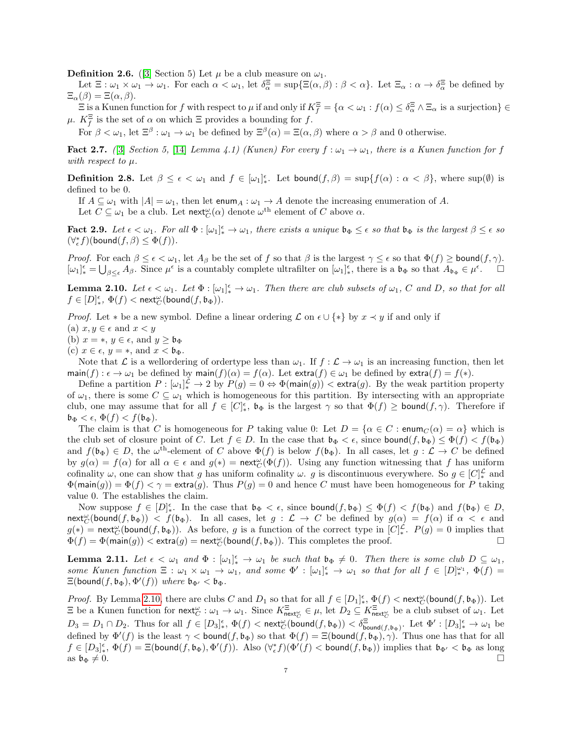**Definition 2.6.** ([3] Section 5) Let $\mu$ be a club measure on $\omega_1$.

Let $\Xi : \omega_1 \times \omega_1 \to \omega_1$. For each $\alpha < \omega_1$, let $\delta^\Xi_\alpha = \sup\{\Xi(\alpha, \beta) : \beta < \alpha\}$. Let $\Xi_\alpha : \alpha \to \delta^\Xi_\alpha$ be defined by $\Xi_\alpha(\beta) = \Xi(\alpha, \beta)$.

$\Xi$ is a Kunen function for $f$ with respect to $\mu$ if and only if $K^\Xi_f = \{\alpha < \omega_1 : f(\alpha) \leq \delta^\Xi_\alpha \wedge \Xi_\alpha \text{ is a surjection}\} \in \mu$. $K^\Xi_f$ is the set of $\alpha$ on which $\Xi$ provides a bounding for $f$.

For $\beta < \omega_1$, let $\Xi^\beta : \omega_1 \to \omega_1$ be defined by $\Xi^\beta(\alpha) = \Xi(\alpha, \beta)$ where $\alpha > \beta$ and 0 otherwise.

**Fact 2.7.** *([3] Section 5, [14] Lemma 4.1) (Kunen) For every $f : \omega_1 \to \omega_1$, there is a Kunen function for $f$ with respect to $\mu$.*

**Definition 2.8.** Let $\beta \leq \epsilon < \omega_1$ and $f \in [\omega_1]^\epsilon_*$. Let $\mathsf{bound}(f, \beta) = \sup\{f(\alpha) : \alpha < \beta\}$, where $\sup(\emptyset)$ is defined to be 0.

If $A \subseteq \omega_1$ with $|A| = \omega_1$, then let $\mathsf{enum}_A : \omega_1 \to A$ denote the increasing enumeration of $A$.

Let $C \subseteq \omega_1$ be a club. Let $\mathsf{next}^\omega_C(\alpha)$ denote $\omega^{\text{th}}$ element of $C$ above $\alpha$.

**Fact 2.9.** *Let $\epsilon < \omega_1$. For all $\Phi : [\omega_1]^\epsilon_* \to \omega_1$, there exists a unique $\mathfrak{b}_\Phi \leq \epsilon$ so that $\mathfrak{b}_\Phi$ is the largest $\beta \leq \epsilon$ so $(\forall^*_\epsilon f)(\mathsf{bound}(f, \beta) \leq \Phi(f))$.*

*Proof.* For each $\beta \leq \epsilon < \omega_1$, let $A_\beta$ be the set of $f$ so that $\beta$ is the largest $\gamma \leq \epsilon$ so that $\Phi(f) \geq \mathsf{bound}(f, \gamma)$. $[\omega_1]^\epsilon_* = \bigcup_{\beta \leq \epsilon} A_\beta$. Since $\mu^\epsilon$ is a countably complete ultrafilter on $[\omega_1]^\epsilon_*$, there is a $\mathfrak{b}_\Phi$ so that $A_{\mathfrak{b}_\Phi} \in \mu^\epsilon$. ☐

**Lemma 2.10.** *Let $\epsilon < \omega_1$. Let $\Phi : [\omega_1]^\epsilon_* \to \omega_1$. Then there are club subsets of $\omega_1$, $C$ and $D$, so that for all $f \in [D]^\epsilon_*$, $\Phi(f) < \mathsf{next}^\omega_C(\mathsf{bound}(f, \mathfrak{b}_\Phi))$.*

*Proof.* Let $*$ be a new symbol. Define a linear ordering $\mathcal{L}$ on $\epsilon \cup \{*\}$ by $x \prec y$ if and only if
(a) $x, y \in \epsilon$ and $x < y$
(b) $x = *$, $y \in \epsilon$, and $y \geq \mathfrak{b}_\Phi$
(c) $x \in \epsilon$, $y = *$, and $x < \mathfrak{b}_\Phi$.

Note that $\mathcal{L}$ is a wellordering of ordertype less than $\omega_1$. If $f : \mathcal{L} \to \omega_1$ is an increasing function, then let $\mathsf{main}(f) : \epsilon \to \omega_1$ be defined by $\mathsf{main}(f)(\alpha) = f(\alpha)$. Let $\mathsf{extra}(f) \in \omega_1$ be defined by $\mathsf{extra}(f) = f(*)$.

Define a partition $P : [\omega_1]^{\mathcal{L}}_* \to 2$ by $P(g) = 0 \Leftrightarrow \Phi(\mathsf{main}(g)) < \mathsf{extra}(g)$. By the weak partition property of $\omega_1$, there is some $C \subseteq \omega_1$ which is homogeneous for this partition. By intersecting with an appropriate club, one may assume that for all $f \in [C]^\epsilon_*$, $\mathfrak{b}_\Phi$ is the largest $\gamma$ so that $\Phi(f) \geq \mathsf{bound}(f, \gamma)$. Therefore if $\mathfrak{b}_\Phi < \epsilon$, $\Phi(f) < f(\mathfrak{b}_\Phi)$.

The claim is that $C$ is homogeneous for $P$ taking value 0: Let $D = \{\alpha \in C : \mathsf{enum}_C(\alpha) = \alpha\}$ which is the club set of closure point of $C$. Let $f \in D$. In the case that $\mathfrak{b}_\Phi < \epsilon$, since $\mathsf{bound}(f, \mathfrak{b}_\Phi) \leq \Phi(f) < f(\mathfrak{b}_\Phi)$ and $f(\mathfrak{b}_\Phi) \in D$, the $\omega^{\text{th}}$-element of $C$ above $\Phi(f)$ is below $f(\mathfrak{b}_\Phi)$. In all cases, let $g : \mathcal{L} \to C$ be defined by $g(\alpha) = f(\alpha)$ for all $\alpha \in \epsilon$ and $g(*) = \mathsf{next}^\omega_C(\Phi(f))$. Using any function witnessing that $f$ has uniform cofinality $\omega$, one can show that $g$ has uniform cofinality $\omega$. $g$ is discontinuous everywhere. So $g \in [C]^{\mathcal{L}}_*$ and $\Phi(\mathsf{main}(g)) = \Phi(f) < \gamma = \mathsf{extra}(g)$. Thus $P(g) = 0$ and hence $C$ must have been homogeneous for $P$ taking value 0. The establishes the claim.

Now suppose $f \in [D]^\epsilon_*$. In the case that $\mathfrak{b}_\Phi < \epsilon$, since $\mathsf{bound}(f, \mathfrak{b}_\Phi) \leq \Phi(f) < f(\mathfrak{b}_\Phi)$ and $f(\mathfrak{b}_\Phi) \in D$, $\mathsf{next}^\omega_C(\mathsf{bound}(f, \mathfrak{b}_\Phi)) < f(\mathfrak{b}_\Phi)$. In all cases, let $g : \mathcal{L} \to C$ be defined by $g(\alpha) = f(\alpha)$ if $\alpha < \epsilon$ and $g(*) = \mathsf{next}^\omega_C(\mathsf{bound}(f, \mathfrak{b}_\Phi))$. As before, $g$ is a function of the correct type in $[C]^{\mathcal{L}}_*$. $P(g) = 0$ implies that $\Phi(f) = \Phi(\mathsf{main}(g)) < \mathsf{extra}(g) = \mathsf{next}^\omega_C(\mathsf{bound}(f, \mathfrak{b}_\Phi))$. This completes the proof. ☐

**Lemma 2.11.** *Let $\epsilon < \omega_1$ and $\Phi : [\omega_1]^\epsilon_* \to \omega_1$ be such that $\mathfrak{b}_\Phi \neq 0$. Then there is some club $D \subseteq \omega_1$, some Kunen function $\Xi : \omega_1 \times \omega_1 \to \omega_1$, and some $\Phi' : [\omega_1]^\epsilon_* \to \omega_1$ so that for all $f \in [D]^{\omega_1}_*$, $\Phi(f) = \Xi(\mathsf{bound}(f, \mathfrak{b}_\Phi), \Phi'(f))$ where $\mathfrak{b}_{\Phi'} < \mathfrak{b}_\Phi$.*

*Proof.* By Lemma 2.10, there are clubs $C$ and $D_1$ so that for all $f \in [D_1]^\epsilon_*$, $\Phi(f) < \mathsf{next}^\omega_C(\mathsf{bound}(f, \mathfrak{b}_\Phi))$. Let $\Xi$ be a Kunen function for $\mathsf{next}^\omega_C : \omega_1 \to \omega_1$. Since $K^\Xi_{\mathsf{next}^\omega_C} \in \mu$, let $D_2 \subseteq K^\Xi_{\mathsf{next}^\omega_C}$ be a club subset of $\omega_1$. Let $D_3 = D_1 \cap D_2$. Thus for all $f \in [D_3]^\epsilon_*$, $\Phi(f) < \mathsf{next}^\omega_C(\mathsf{bound}(f, \mathfrak{b}_\Phi)) < \delta^\Xi_{\mathsf{bound}(f, \mathfrak{b}_\Phi)}$. Let $\Phi' : [D_3]^\epsilon_* \to \omega_1$ be defined by $\Phi'(f)$ is the least $\gamma < \mathsf{bound}(f, \mathfrak{b}_\Phi)$ so that $\Phi(f) = \Xi(\mathsf{bound}(f, \mathfrak{b}_\Phi), \gamma)$. Thus one has that for all $f \in [D_3]^\epsilon_*$, $\Phi(f) = \Xi(\mathsf{bound}(f, \mathfrak{b}_\Phi), \Phi'(f))$. Also $(\forall^*_\epsilon f)(\Phi'(f) < \mathsf{bound}(f, \mathfrak{b}_\Phi))$ implies that $\mathfrak{b}_{\Phi'} < \mathfrak{b}_\Phi$ as long as $\mathfrak{b}_\Phi \neq 0$. ☐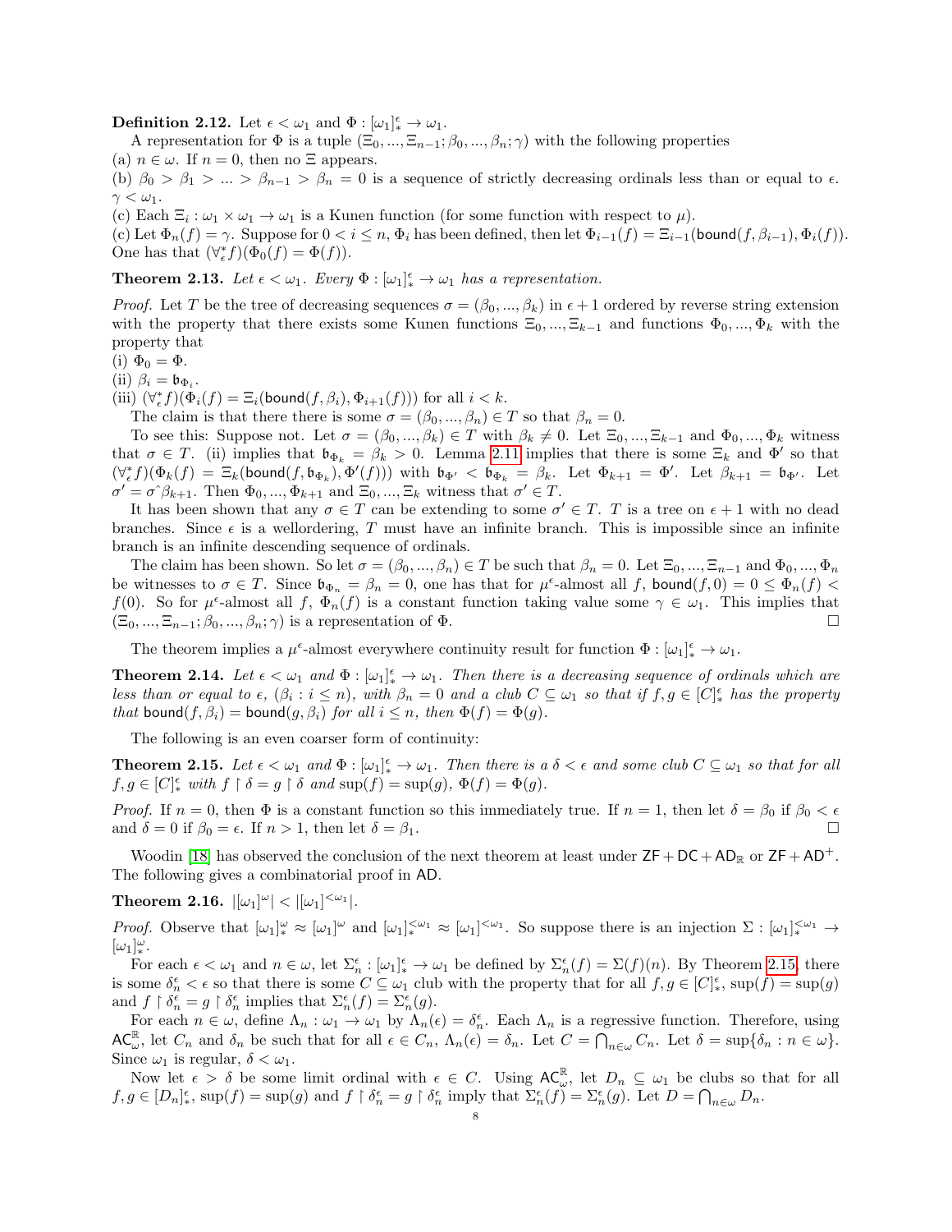**Definition 2.12.** Let $\epsilon < \omega_1$ and $\Phi : [\omega_1]^\epsilon_* \to \omega_1$.

A representation for $\Phi$ is a tuple $(\Xi_0, ..., \Xi_{n-1}; \beta_0, ..., \beta_n; \gamma)$ with the following properties

(a) $n \in \omega$. If $n = 0$, then no $\Xi$ appears.

(b) $\beta_0 > \beta_1 > ... > \beta_{n-1} > \beta_n = 0$ is a sequence of strictly decreasing ordinals less than or equal to $\epsilon$. $\gamma < \omega_1$.

(c) Each $\Xi_i : \omega_1 \times \omega_1 \to \omega_1$ is a Kunen function (for some function with respect to $\mu$).

(c) Let $\Phi_n(f) = \gamma$. Suppose for $0 < i \leq n$, $\Phi_i$ has been defined, then let $\Phi_{i-1}(f) = \Xi_{i-1}(\mathsf{bound}(f, \beta_{i-1}), \Phi_i(f))$. One has that $(\forall^*_\epsilon f)(\Phi_0(f) = \Phi(f))$.

**Theorem 2.13.** *Let $\epsilon < \omega_1$. Every $\Phi : [\omega_1]^\epsilon_* \to \omega_1$ has a representation.*

*Proof.* Let $T$ be the tree of decreasing sequences $\sigma = (\beta_0, ..., \beta_k)$ in $\epsilon + 1$ ordered by reverse string extension with the property that there exists some Kunen functions $\Xi_0, ..., \Xi_{k-1}$ and functions $\Phi_0, ..., \Phi_k$ with the property that

(i) $\Phi_0 = \Phi$.

(ii) $\beta_i = \mathfrak{b}_{\Phi_i}$.

(iii) $(\forall^*_\epsilon f)(\Phi_i(f) = \Xi_i(\mathsf{bound}(f, \beta_i), \Phi_{i+1}(f)))$ for all $i < k$.

The claim is that there there is some $\sigma = (\beta_0, ..., \beta_n) \in T$ so that $\beta_n = 0$.

To see this: Suppose not. Let $\sigma = (\beta_0, ..., \beta_k) \in T$ with $\beta_k \neq 0$. Let $\Xi_0, ..., \Xi_{k-1}$ and $\Phi_0, ..., \Phi_k$ witness that $\sigma \in T$. (ii) implies that $\mathfrak{b}_{\Phi_k} = \beta_k > 0$. Lemma 2.11 implies that there is some $\Xi_k$ and $\Phi'$ so that $(\forall^*_\epsilon f)(\Phi_k(f) = \Xi_k(\mathsf{bound}(f, \mathfrak{b}_{\Phi_k}), \Phi'(f)))$ with $\mathfrak{b}_{\Phi'} < \mathfrak{b}_{\Phi_k} = \beta_k$. Let $\Phi_{k+1} = \Phi'$. Let $\beta_{k+1} = \mathfrak{b}_{\Phi'}$. Let $\sigma' = \sigma \hat{} \beta_{k+1}$. Then $\Phi_0, ..., \Phi_{k+1}$ and $\Xi_0, ..., \Xi_k$ witness that $\sigma' \in T$.

It has been shown that any $\sigma \in T$ can be extending to some $\sigma' \in T$. $T$ is a tree on $\epsilon + 1$ with no dead branches. Since $\epsilon$ is a wellordering, $T$ must have an infinite branch. This is impossible since an infinite branch is an infinite descending sequence of ordinals.

The claim has been shown. So let $\sigma = (\beta_0, ..., \beta_n) \in T$ be such that $\beta_n = 0$. Let $\Xi_0, ..., \Xi_{n-1}$ and $\Phi_0, ..., \Phi_n$ be witnesses to $\sigma \in T$. Since $\mathfrak{b}_{\Phi_n} = \beta_n = 0$, one has that for $\mu^\epsilon$-almost all $f$, $\mathsf{bound}(f, 0) = 0 \leq \Phi_n(f) < f(0)$. So for $\mu^\epsilon$-almost all $f$, $\Phi_n(f)$ is a constant function taking value some $\gamma \in \omega_1$. This implies that $(\Xi_0, ..., \Xi_{n-1}; \beta_0, ..., \beta_n; \gamma)$ is a representation of $\Phi$. ☐

The theorem implies a $\mu^\epsilon$-almost everywhere continuity result for function $\Phi : [\omega_1]^\epsilon_* \to \omega_1$.

**Theorem 2.14.** *Let $\epsilon < \omega_1$ and $\Phi : [\omega_1]^\epsilon_* \to \omega_1$. Then there is a decreasing sequence of ordinals which are less than or equal to $\epsilon$, $(\beta_i : i \leq n)$, with $\beta_n = 0$ and a club $C \subseteq \omega_1$ so that if $f, g \in [C]^\epsilon_*$ has the property that $\mathsf{bound}(f, \beta_i) = \mathsf{bound}(g, \beta_i)$ for all $i \leq n$, then $\Phi(f) = \Phi(g)$.*

The following is an even coarser form of continuity:

**Theorem 2.15.** *Let $\epsilon < \omega_1$ and $\Phi : [\omega_1]^\epsilon_* \to \omega_1$. Then there is a $\delta < \epsilon$ and some club $C \subseteq \omega_1$ so that for all $f, g \in [C]^\epsilon_*$ with $f \restriction \delta = g \restriction \delta$ and $\sup(f) = \sup(g)$, $\Phi(f) = \Phi(g)$.*

*Proof.* If $n = 0$, then $\Phi$ is a constant function so this immediately true. If $n = 1$, then let $\delta = \beta_0$ if $\beta_0 < \epsilon$ and $\delta = 0$ if $\beta_0 = \epsilon$. If $n > 1$, then let $\delta = \beta_1$. ☐

Woodin [18] has observed the conclusion of the next theorem at least under $\mathsf{ZF} + \mathsf{DC} + \mathsf{AD}_\mathbb{R}$ or $\mathsf{ZF} + \mathsf{AD}^+$. The following gives a combinatorial proof in $\mathsf{AD}$.

**Theorem 2.16.** $|[\omega_1]^\omega| < |[\omega_1]^{<\omega_1}|$.

*Proof.* Observe that $[\omega_1]^\omega_* \approx [\omega_1]^\omega$ and $[\omega_1]^{<\omega_1}_* \approx [\omega_1]^{<\omega_1}$. So suppose there is an injection $\Sigma : [\omega_1]^{<\omega_1}_* \to [\omega_1]^\omega_*$.

For each $\epsilon < \omega_1$ and $n \in \omega$, let $\Sigma^\epsilon_n : [\omega_1]^\epsilon_* \to \omega_1$ be defined by $\Sigma^\epsilon_n(f) = \Sigma(f)(n)$. By Theorem 2.15, there is some $\delta^\epsilon_n < \epsilon$ so that there is some $C \subseteq \omega_1$ club with the property that for all $f, g \in [C]^\epsilon_*$, $\sup(f) = \sup(g)$ and $f \restriction \delta^\epsilon_n = g \restriction \delta^\epsilon_n$ implies that $\Sigma^\epsilon_n(f) = \Sigma^\epsilon_n(g)$.

For each $n \in \omega$, define $\Lambda_n : \omega_1 \to \omega_1$ by $\Lambda_n(\epsilon) = \delta^\epsilon_n$. Each $\Lambda_n$ is a regressive function. Therefore, using $\mathsf{AC}^\mathbb{R}_\omega$, let $C_n$ and $\delta_n$ be such that for all $\epsilon \in C_n$, $\Lambda_n(\epsilon) = \delta_n$. Let $C = \bigcap_{n \in \omega} C_n$. Let $\delta = \sup\{\delta_n : n \in \omega\}$. Since $\omega_1$ is regular, $\delta < \omega_1$.

Now let $\epsilon > \delta$ be some limit ordinal with $\epsilon \in C$. Using $\mathsf{AC}^\mathbb{R}_\omega$, let $D_n \subseteq \omega_1$ be clubs so that for all $f, g \in [D_n]^\epsilon_*$, $\sup(f) = \sup(g)$ and $f \restriction \delta^\epsilon_n = g \restriction \delta^\epsilon_n$ imply that $\Sigma^\epsilon_n(f) = \Sigma^\epsilon_n(g)$. Let $D = \bigcap_{n \in \omega} D_n$.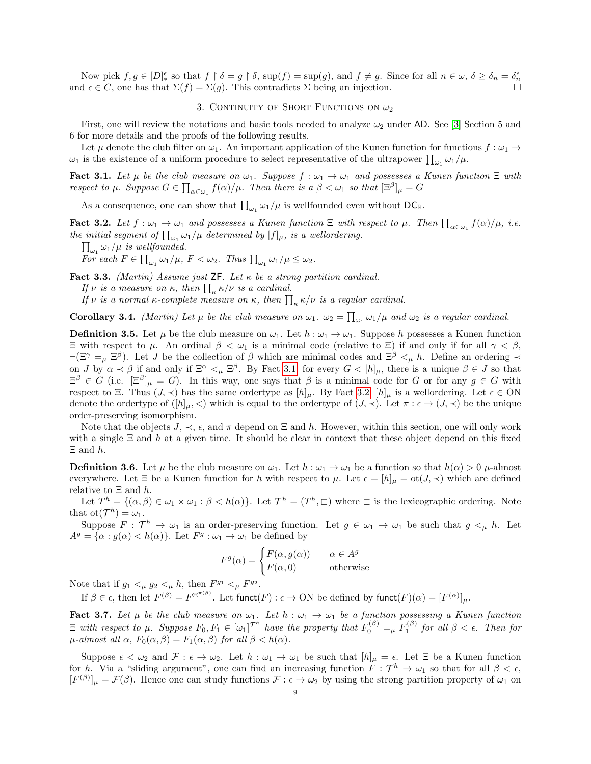Now pick $f, g \in [D]^\epsilon_*$ so that $f \restriction \delta = g \restriction \delta$, $\sup(f) = \sup(g)$, and $f \neq g$. Since for all $n \in \omega$, $\delta \geq \delta_n = \delta_n^\epsilon$ and $\epsilon \in C$, one has that $\Sigma(f) = \Sigma(g)$. This contradicts $\Sigma$ being an injection. □

## 3. Continuity of Short Functions on $\omega_2$

First, one will review the notations and basic tools needed to analyze $\omega_2$ under $\mathsf{AD}$. See [3] Section 5 and 6 for more details and the proofs of the following results.

Let $\mu$ denote the club filter on $\omega_1$. An important application of the Kunen function for functions $f : \omega_1 \to \omega_1$ is the existence of a uniform procedure to select representative of the ultrapower $\prod_{\omega_1} \omega_1/\mu$.

**Fact 3.1.** *Let $\mu$ be the club measure on $\omega_1$. Suppose $f : \omega_1 \to \omega_1$ and possesses a Kunen function $\Xi$ with respect to $\mu$. Suppose $G \in \prod_{\alpha \in \omega_1} f(\alpha)/\mu$. Then there is a $\beta < \omega_1$ so that $[\Xi^\beta]_\mu = G$*

As a consequence, one can show that $\prod_{\omega_1} \omega_1/\mu$ is wellfounded even without $\mathsf{DC}_{\mathbb{R}}$.

**Fact 3.2.** *Let $f : \omega_1 \to \omega_1$ and possesses a Kunen function $\Xi$ with respect to $\mu$. Then $\prod_{\alpha \in \omega_1} f(\alpha)/\mu$, i.e. the initial segment of $\prod_{\omega_1} \omega_1/\mu$ determined by $[f]_\mu$, is a wellordering.*

*$\prod_{\omega_1} \omega_1/\mu$ is wellfounded.*

*For each $F \in \prod_{\omega_1} \omega_1/\mu$, $F < \omega_2$. Thus $\prod_{\omega_1} \omega_1/\mu \leq \omega_2$.*

**Fact 3.3.** *(Martin) Assume just $\mathsf{ZF}$. Let $\kappa$ be a strong partition cardinal.*

*If $\nu$ is a measure on $\kappa$, then $\prod_\kappa \kappa/\nu$ is a cardinal.*

*If $\nu$ is a normal $\kappa$-complete measure on $\kappa$, then $\prod_\kappa \kappa/\nu$ is a regular cardinal.*

**Corollary 3.4.** *(Martin) Let $\mu$ be the club measure on $\omega_1$. $\omega_2 = \prod_{\omega_1} \omega_1/\mu$ and $\omega_2$ is a regular cardinal.*

**Definition 3.5.** Let $\mu$ be the club measure on $\omega_1$. Let $h : \omega_1 \to \omega_1$. Suppose $h$ possesses a Kunen function $\Xi$ with respect to $\mu$. An ordinal $\beta < \omega_1$ is a minimal code (relative to $\Xi$) if and only if for all $\gamma < \beta$, $\neg(\Xi^\gamma =_\mu \Xi^\beta)$. Let $J$ be the collection of $\beta$ which are minimal codes and $\Xi^\beta <_\mu h$. Define an ordering $\prec$ on $J$ by $\alpha \prec \beta$ if and only if $\Xi^\alpha <_\mu \Xi^\beta$. By Fact 3.1, for every $G < [h]_\mu$, there is a unique $\beta \in J$ so that $\Xi^\beta \in G$ (i.e. $[\Xi^\beta]_\mu = G$). In this way, one says that $\beta$ is a minimal code for $G$ or for any $g \in G$ with respect to $\Xi$. Thus $(J, \prec)$ has the same ordertype as $[h]_\mu$. By Fact 3.2, $[h]_\mu$ is a wellordering. Let $\epsilon \in \mathrm{ON}$ denote the ordertype of $([h]_\mu, <)$ which is equal to the ordertype of $(J, \prec)$. Let $\pi : \epsilon \to (J, \prec)$ be the unique order-preserving isomorphism.

Note that the objects $J$, $\prec$, $\epsilon$, and $\pi$ depend on $\Xi$ and $h$. However, within this section, one will only work with a single $\Xi$ and $h$ at a given time. It should be clear in context that these object depend on this fixed $\Xi$ and $h$.

**Definition 3.6.** Let $\mu$ be the club measure on $\omega_1$. Let $h : \omega_1 \to \omega_1$ be a function so that $h(\alpha) > 0$ $\mu$-almost everywhere. Let $\Xi$ be a Kunen function for $h$ with respect to $\mu$. Let $\epsilon = [h]_\mu = \mathrm{ot}(J, \prec)$ which are defined relative to $\Xi$ and $h$.

Let $T^h = \{(\alpha, \beta) \in \omega_1 \times \omega_1 : \beta < h(\alpha)\}$. Let $\mathcal{T}^h = (T^h, \sqsubset)$ where $\sqsubset$ is the lexicographic ordering. Note that $\mathrm{ot}(\mathcal{T}^h) = \omega_1$.

Suppose $F : \mathcal{T}^h \to \omega_1$ is an order-preserving function. Let $g \in \omega_1 \to \omega_1$ be such that $g <_\mu h$. Let $A^g = \{\alpha : g(\alpha) < h(\alpha)\}$. Let $F^g : \omega_1 \to \omega_1$ be defined by

$$F^g(\alpha) = \begin{cases} F(\alpha, g(\alpha)) & \alpha \in A^g \\ F(\alpha, 0) & \text{otherwise} \end{cases}$$

Note that if $g_1 <_\mu g_2 <_\mu h$, then $F^{g_1} <_\mu F^{g_2}$.

If $\beta \in \epsilon$, then let $F^{(\beta)} = F^{\Xi^{\pi(\beta)}}$. Let $\mathsf{funct}(F) : \epsilon \to \mathrm{ON}$ be defined by $\mathsf{funct}(F)(\alpha) = [F^{(\alpha)}]_\mu$.

**Fact 3.7.** *Let $\mu$ be the club measure on $\omega_1$. Let $h : \omega_1 \to \omega_1$ be a function possessing a Kunen function $\Xi$ with respect to $\mu$. Suppose $F_0, F_1 \in [\omega_1]^{\mathcal{T}^h}$ have the property that $F_0^{(\beta)} =_\mu F_1^{(\beta)}$ for all $\beta < \epsilon$. Then for $\mu$-almost all $\alpha$, $F_0(\alpha, \beta) = F_1(\alpha, \beta)$ for all $\beta < h(\alpha)$.*

Suppose $\epsilon < \omega_2$ and $\mathcal{F} : \epsilon \to \omega_2$. Let $h : \omega_1 \to \omega_1$ be such that $[h]_\mu = \epsilon$. Let $\Xi$ be a Kunen function for $h$. Via a "sliding argument", one can find an increasing function $F : \mathcal{T}^h \to \omega_1$ so that for all $\beta < \epsilon$, $[F^{(\beta)}]_\mu = \mathcal{F}(\beta)$. Hence one can study functions $\mathcal{F} : \epsilon \to \omega_2$ by using the strong partition property of $\omega_1$ on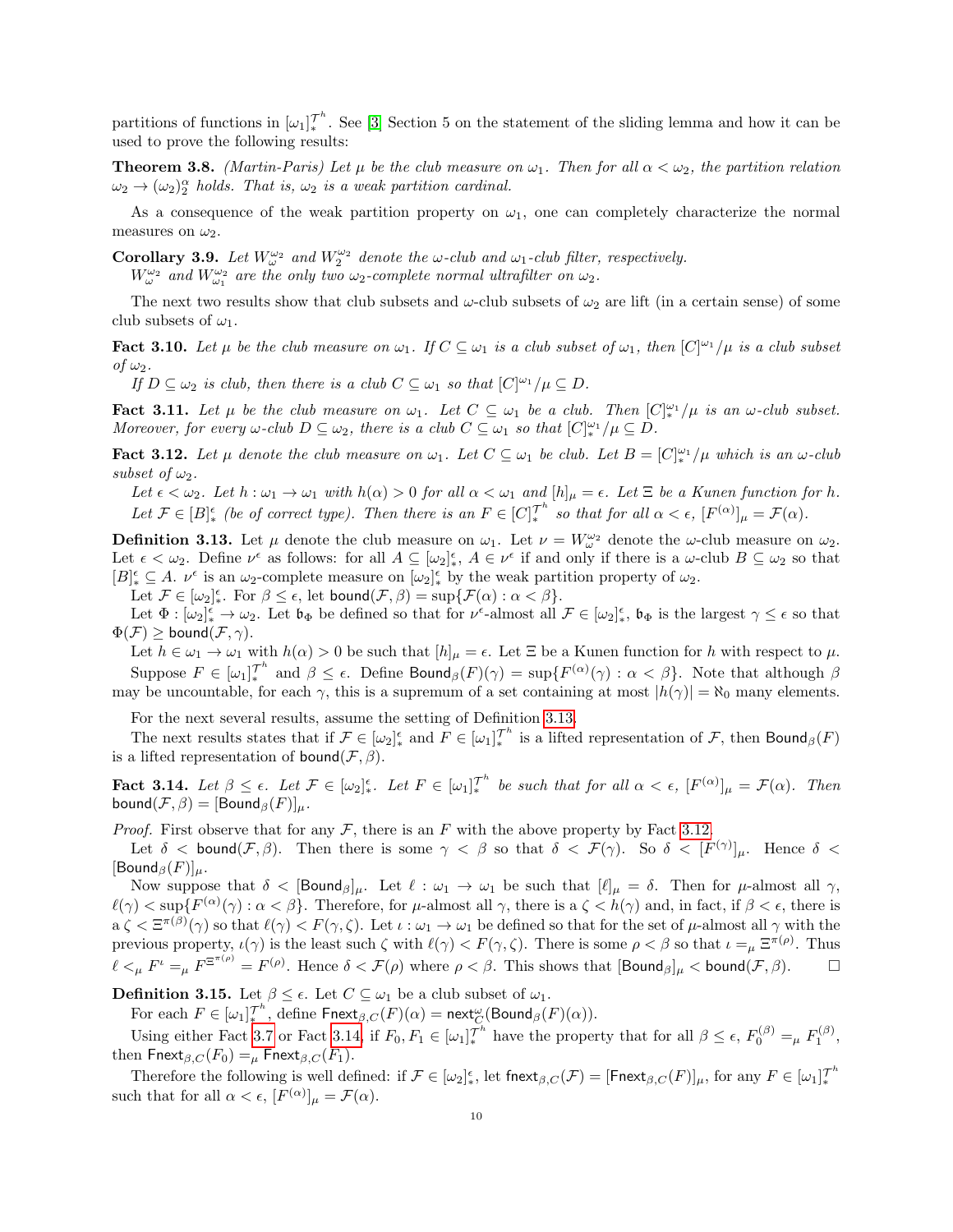partitions of functions in $[\omega_1]^{\mathcal{T}^h}_*$. See [3] Section 5 on the statement of the sliding lemma and how it can be used to prove the following results:

**Theorem 3.8.** *(Martin-Paris) Let $\mu$ be the club measure on $\omega_1$. Then for all $\alpha < \omega_2$, the partition relation $\omega_2 \to (\omega_2)^\alpha_2$ holds. That is, $\omega_2$ is a weak partition cardinal.*

As a consequence of the weak partition property on $\omega_1$, one can completely characterize the normal measures on $\omega_2$.

**Corollary 3.9.** *Let $W^{\omega_2}_\omega$ and $W^{\omega_2}_2$ denote the $\omega$-club and $\omega_1$-club filter, respectively.*
*$W^{\omega_2}_\omega$ and $W^{\omega_2}_{\omega_1}$ are the only two $\omega_2$-complete normal ultrafilter on $\omega_2$.*

The next two results show that club subsets and $\omega$-club subsets of $\omega_2$ are lift (in a certain sense) of some club subsets of $\omega_1$.

**Fact 3.10.** *Let $\mu$ be the club measure on $\omega_1$. If $C \subseteq \omega_1$ is a club subset of $\omega_1$, then $[C]^{\omega_1}/\mu$ is a club subset of $\omega_2$.*
*If $D \subseteq \omega_2$ is club, then there is a club $C \subseteq \omega_1$ so that $[C]^{\omega_1}/\mu \subseteq D$.*

**Fact 3.11.** *Let $\mu$ be the club measure on $\omega_1$. Let $C \subseteq \omega_1$ be a club. Then $[C]^{\omega_1}_*/\mu$ is an $\omega$-club subset. Moreover, for every $\omega$-club $D \subseteq \omega_2$, there is a club $C \subseteq \omega_1$ so that $[C]^{\omega_1}_*/\mu \subseteq D$.*

**Fact 3.12.** *Let $\mu$ denote the club measure on $\omega_1$. Let $C \subseteq \omega_1$ be club. Let $B = [C]^{\omega_1}_*/\mu$ which is an $\omega$-club subset of $\omega_2$.*
*Let $\epsilon < \omega_2$. Let $h : \omega_1 \to \omega_1$ with $h(\alpha) > 0$ for all $\alpha < \omega_1$ and $[h]_\mu = \epsilon$. Let $\Xi$ be a Kunen function for $h$. Let $\mathcal{F} \in [B]^\epsilon_*$ (be of correct type). Then there is an $F \in [C]^{\mathcal{T}^h}_*$ so that for all $\alpha < \epsilon$, $[F^{(\alpha)}]_\mu = \mathcal{F}(\alpha)$.*

**Definition 3.13.** Let $\mu$ denote the club measure on $\omega_1$. Let $\nu = W^{\omega_2}_\omega$ denote the $\omega$-club measure on $\omega_2$. Let $\epsilon < \omega_2$. Define $\nu^\epsilon$ as follows: for all $A \subseteq [\omega_2]^\epsilon_*$, $A \in \nu^\epsilon$ if and only if there is a $\omega$-club $B \subseteq \omega_2$ so that $[B]^\epsilon_* \subseteq A$. $\nu^\epsilon$ is an $\omega_2$-complete measure on $[\omega_2]^\epsilon_*$ by the weak partition property of $\omega_2$.

Let $\mathcal{F} \in [\omega_2]^\epsilon_*$. For $\beta \leq \epsilon$, let $\mathsf{bound}(\mathcal{F}, \beta) = \sup\{\mathcal{F}(\alpha) : \alpha < \beta\}$.

Let $\Phi : [\omega_2]^\epsilon_* \to \omega_2$. Let $\mathfrak{b}_\Phi$ be defined so that for $\nu^\epsilon$-almost all $\mathcal{F} \in [\omega_2]^\epsilon_*$, $\mathfrak{b}_\Phi$ is the largest $\gamma \leq \epsilon$ so that $\Phi(\mathcal{F}) \geq \mathsf{bound}(\mathcal{F}, \gamma)$.

Let $h \in \omega_1 \to \omega_1$ with $h(\alpha) > 0$ be such that $[h]_\mu = \epsilon$. Let $\Xi$ be a Kunen function for $h$ with respect to $\mu$.

Suppose $F \in [\omega_1]^{\mathcal{T}^h}_*$ and $\beta \leq \epsilon$. Define $\mathsf{Bound}_\beta(F)(\gamma) = \sup\{F^{(\alpha)}(\gamma) : \alpha < \beta\}$. Note that although $\beta$ may be uncountable, for each $\gamma$, this is a supremum of a set containing at most $|h(\gamma)| = \aleph_0$ many elements.

For the next several results, assume the setting of Definition 3.13.

The next results states that if $\mathcal{F} \in [\omega_2]^\epsilon_*$ and $F \in [\omega_1]^{\mathcal{T}^h}_*$ is a lifted representation of $\mathcal{F}$, then $\mathsf{Bound}_\beta(F)$ is a lifted representation of $\mathsf{bound}(\mathcal{F}, \beta)$.

**Fact 3.14.** *Let $\beta \leq \epsilon$. Let $\mathcal{F} \in [\omega_2]^\epsilon_*$. Let $F \in [\omega_1]^{\mathcal{T}^h}_*$ be such that for all $\alpha < \epsilon$, $[F^{(\alpha)}]_\mu = \mathcal{F}(\alpha)$. Then $\mathsf{bound}(\mathcal{F}, \beta) = [\mathsf{Bound}_\beta(F)]_\mu$.*

*Proof.* First observe that for any $\mathcal{F}$, there is an $F$ with the above property by Fact 3.12.

Let $\delta < \mathsf{bound}(\mathcal{F}, \beta)$. Then there is some $\gamma < \beta$ so that $\delta < \mathcal{F}(\gamma)$. So $\delta < [F^{(\gamma)}]_\mu$. Hence $\delta < [\mathsf{Bound}_\beta(F)]_\mu$.

Now suppose that $\delta < [\mathsf{Bound}_\beta]_\mu$. Let $\ell : \omega_1 \to \omega_1$ be such that $[\ell]_\mu = \delta$. Then for $\mu$-almost all $\gamma$, $\ell(\gamma) < \sup\{F^{(\alpha)}(\gamma) : \alpha < \beta\}$. Therefore, for $\mu$-almost all $\gamma$, there is a $\zeta < h(\gamma)$ and, in fact, if $\beta < \epsilon$, there is a $\zeta < \Xi^{\pi(\beta)}(\gamma)$ so that $\ell(\gamma) < F(\gamma, \zeta)$. Let $\iota : \omega_1 \to \omega_1$ be defined so that for the set of $\mu$-almost all $\gamma$ with the previous property, $\iota(\gamma)$ is the least such $\zeta$ with $\ell(\gamma) < F(\gamma, \zeta)$. There is some $\rho < \beta$ so that $\iota =_\mu \Xi^{\pi(\rho)}$. Thus $\ell <_\mu F^\iota =_\mu F^{\Xi^{\pi(\rho)}} = F^{(\rho)}$. Hence $\delta < \mathcal{F}(\rho)$ where $\rho < \beta$. This shows that $[\mathsf{Bound}_\beta]_\mu < \mathsf{bound}(\mathcal{F}, \beta)$. $\square$

**Definition 3.15.** Let $\beta \leq \epsilon$. Let $C \subseteq \omega_1$ be a club subset of $\omega_1$.

For each $F \in [\omega_1]^{\mathcal{T}^h}_*$, define $\mathsf{Fnext}_{\beta,C}(F)(\alpha) = \mathsf{next}^\omega_C(\mathsf{Bound}_\beta(F)(\alpha))$.

Using either Fact 3.7 or Fact 3.14, if $F_0, F_1 \in [\omega_1]^{\mathcal{T}^h}_*$ have the property that for all $\beta \leq \epsilon$, $F_0^{(\beta)} =_\mu F_1^{(\beta)}$, then $\mathsf{Fnext}_{\beta,C}(F_0) =_\mu \mathsf{Fnext}_{\beta,C}(F_1)$.

Therefore the following is well defined: if $\mathcal{F} \in [\omega_2]^\epsilon_*$, let $\mathsf{fnext}_{\beta,C}(\mathcal{F}) = [\mathsf{Fnext}_{\beta,C}(F)]_\mu$, for any $F \in [\omega_1]^{\mathcal{T}^h}_*$ such that for all $\alpha < \epsilon$, $[F^{(\alpha)}]_\mu = \mathcal{F}(\alpha)$.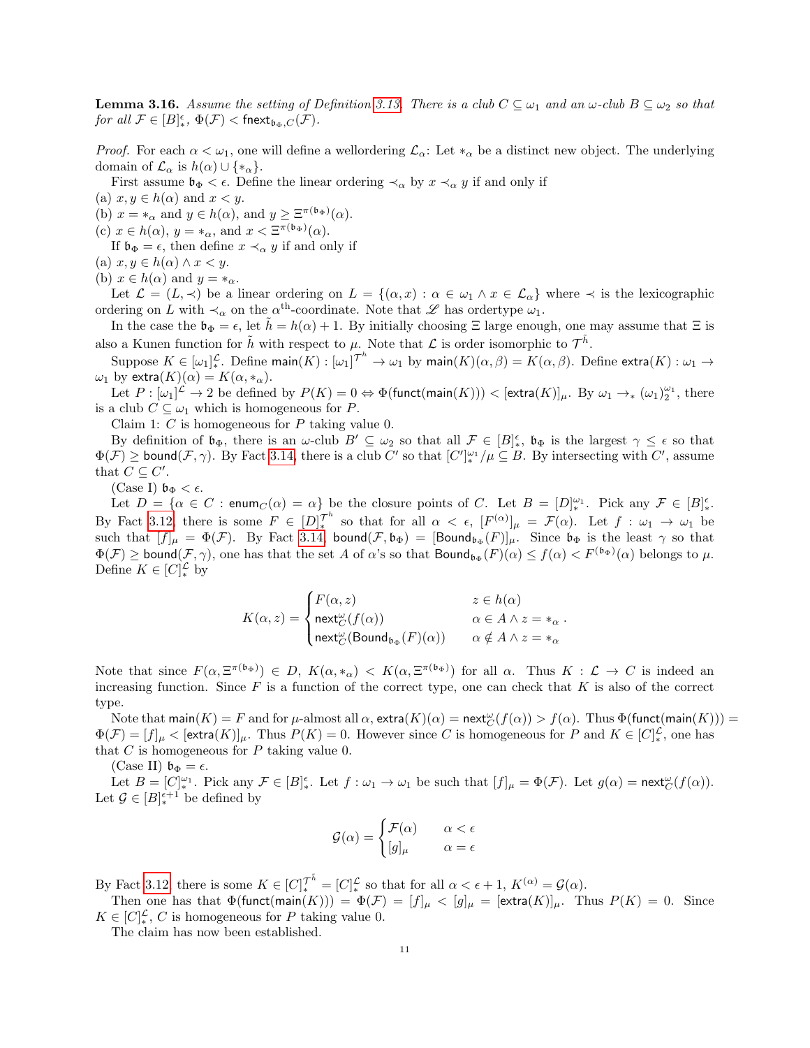**Lemma 3.16.** *Assume the setting of Definition 3.13. There is a club $C \subseteq \omega_1$ and an $\omega$-club $B \subseteq \omega_2$ so that for all $\mathcal{F} \in [B]^\epsilon_*$, $\Phi(\mathcal{F}) < \mathsf{fnext}_{\mathfrak{b}_\Phi, C}(\mathcal{F})$.*

*Proof.* For each $\alpha < \omega_1$, one will define a wellordering $\mathcal{L}_\alpha$: Let $*_\alpha$ be a distinct new object. The underlying domain of $\mathcal{L}_\alpha$ is $h(\alpha) \cup \{*_\alpha\}$.

First assume $\mathfrak{b}_\Phi < \epsilon$. Define the linear ordering $\prec_\alpha$ by $x \prec_\alpha y$ if and only if

(a) $x, y \in h(\alpha)$ and $x < y$.

(b) $x = *_\alpha$ and $y \in h(\alpha)$, and $y \geq \Xi^{\pi(\mathfrak{b}_\Phi)}(\alpha)$.

(c) $x \in h(\alpha)$, $y = *_\alpha$, and $x < \Xi^{\pi(\mathfrak{b}_\Phi)}(\alpha)$.

If $\mathfrak{b}_\Phi = \epsilon$, then define $x \prec_\alpha y$ if and only if

(a) $x, y \in h(\alpha) \wedge x < y$.

(b) $x \in h(\alpha)$ and $y = *_\alpha$.

Let $\mathcal{L} = (L, \prec)$ be a linear ordering on $L = \{(\alpha, x) : \alpha \in \omega_1 \wedge x \in \mathcal{L}_\alpha\}$ where $\prec$ is the lexicographic ordering on $L$ with $\prec_\alpha$ on the $\alpha^{\text{th}}$-coordinate. Note that $\mathscr{L}$ has ordertype $\omega_1$.

In the case the $\mathfrak{b}_\Phi = \epsilon$, let $\tilde{h} = h(\alpha) + 1$. By initially choosing $\Xi$ large enough, one may assume that $\Xi$ is also a Kunen function for $\tilde{h}$ with respect to $\mu$. Note that $\mathcal{L}$ is order isomorphic to $\mathcal{T}^{\tilde{h}}$.

Suppose $K \in [\omega_1]^{\mathcal{L}}_*$. Define $\mathsf{main}(K) : [\omega_1]^{\mathcal{T}^h} \to \omega_1$ by $\mathsf{main}(K)(\alpha, \beta) = K(\alpha, \beta)$. Define $\mathsf{extra}(K) : \omega_1 \to \omega_1$ by $\mathsf{extra}(K)(\alpha) = K(\alpha, *_\alpha)$.

Let $P : [\omega_1]^{\mathcal{L}} \to 2$ be defined by $P(K) = 0 \Leftrightarrow \Phi(\mathsf{funct}(\mathsf{main}(K))) < [\mathsf{extra}(K)]_\mu$. By $\omega_1 \to_* (\omega_1)^{\omega_1}_2$, there is a club $C \subseteq \omega_1$ which is homogeneous for $P$.

Claim 1: $C$ is homogeneous for $P$ taking value 0.

By definition of $\mathfrak{b}_\Phi$, there is an $\omega$-club $B' \subseteq \omega_2$ so that all $\mathcal{F} \in [B]^\epsilon_*$, $\mathfrak{b}_\Phi$ is the largest $\gamma \leq \epsilon$ so that $\Phi(\mathcal{F}) \geq \mathsf{bound}(\mathcal{F}, \gamma)$. By Fact 3.14, there is a club $C'$ so that $[C']^{\omega_1}_*/\mu \subseteq B$. By intersecting with $C'$, assume that $C \subseteq C'$.

(Case I) $\mathfrak{b}_\Phi < \epsilon$.

Let $D = \{\alpha \in C : \mathsf{enum}_C(\alpha) = \alpha\}$ be the closure points of $C$. Let $B = [D]^{\omega_1}_*$. Pick any $\mathcal{F} \in [B]^\epsilon_*$. By Fact 3.12, there is some $F \in [D]^{\mathcal{T}^h}_*$ so that for all $\alpha < \epsilon$, $[F^{(\alpha)}]_\mu = \mathcal{F}(\alpha)$. Let $f : \omega_1 \to \omega_1$ be such that $[f]_\mu = \Phi(\mathcal{F})$. By Fact 3.14, $\mathsf{bound}(\mathcal{F}, \mathfrak{b}_\Phi) = [\mathsf{Bound}_{\mathfrak{b}_\Phi}(F)]_\mu$. Since $\mathfrak{b}_\Phi$ is the least $\gamma$ so that $\Phi(\mathcal{F}) \geq \mathsf{bound}(\mathcal{F}, \gamma)$, one has that the set $A$ of $\alpha$'s so that $\mathsf{Bound}_{\mathfrak{b}_\Phi}(F)(\alpha) \leq f(\alpha) < F^{(\mathfrak{b}_\Phi)}(\alpha)$ belongs to $\mu$. Define $K \in [C]^{\mathcal{L}}_*$ by

$$K(\alpha, z) = \begin{cases} F(\alpha, z) & z \in h(\alpha) \\ \mathsf{next}^\omega_C(f(\alpha)) & \alpha \in A \wedge z = *_\alpha \\ \mathsf{next}^\omega_C(\mathsf{Bound}_{\mathfrak{b}_\Phi}(F)(\alpha)) & \alpha \notin A \wedge z = *_\alpha \end{cases}.$$

Note that since $F(\alpha, \Xi^{\pi(\mathfrak{b}_\Phi)}) \in D$, $K(\alpha, *_\alpha) < K(\alpha, \Xi^{\pi(\mathfrak{b}_\Phi)})$ for all $\alpha$. Thus $K : \mathcal{L} \to C$ is indeed an increasing function. Since $F$ is a function of the correct type, one can check that $K$ is also of the correct type.

Note that $\mathsf{main}(K) = F$ and for $\mu$-almost all $\alpha$, $\mathsf{extra}(K)(\alpha) = \mathsf{next}^\omega_C(f(\alpha)) > f(\alpha)$. Thus $\Phi(\mathsf{funct}(\mathsf{main}(K))) = \Phi(\mathcal{F}) = [f]_\mu < [\mathsf{extra}(K)]_\mu$. Thus $P(K) = 0$. However since $C$ is homogeneous for $P$ and $K \in [C]^{\mathcal{L}}_*$, one has that $C$ is homogeneous for $P$ taking value 0.

(Case II) $\mathfrak{b}_\Phi = \epsilon$.

Let $B = [C]^{\omega_1}_*$. Pick any $\mathcal{F} \in [B]^\epsilon_*$. Let $f : \omega_1 \to \omega_1$ be such that $[f]_\mu = \Phi(\mathcal{F})$. Let $g(\alpha) = \mathsf{next}^\omega_C(f(\alpha))$. Let $\mathcal{G} \in [B]^{\epsilon+1}_*$ be defined by

$$\mathcal{G}(\alpha) = \begin{cases} \mathcal{F}(\alpha) & \alpha < \epsilon \\ [g]_\mu & \alpha = \epsilon \end{cases}$$

By Fact 3.12, there is some $K \in [C]^{\mathcal{T}^{\tilde{h}}}_* = [C]^{\mathcal{L}}_*$ so that for all $\alpha < \epsilon + 1$, $K^{(\alpha)} = \mathcal{G}(\alpha)$.

Then one has that $\Phi(\mathsf{funct}(\mathsf{main}(K))) = \Phi(\mathcal{F}) = [f]_\mu < [g]_\mu = [\mathsf{extra}(K)]_\mu$. Thus $P(K) = 0$. Since $K \in [C]^{\mathcal{L}}_*$, $C$ is homogeneous for $P$ taking value 0.

The claim has now been established.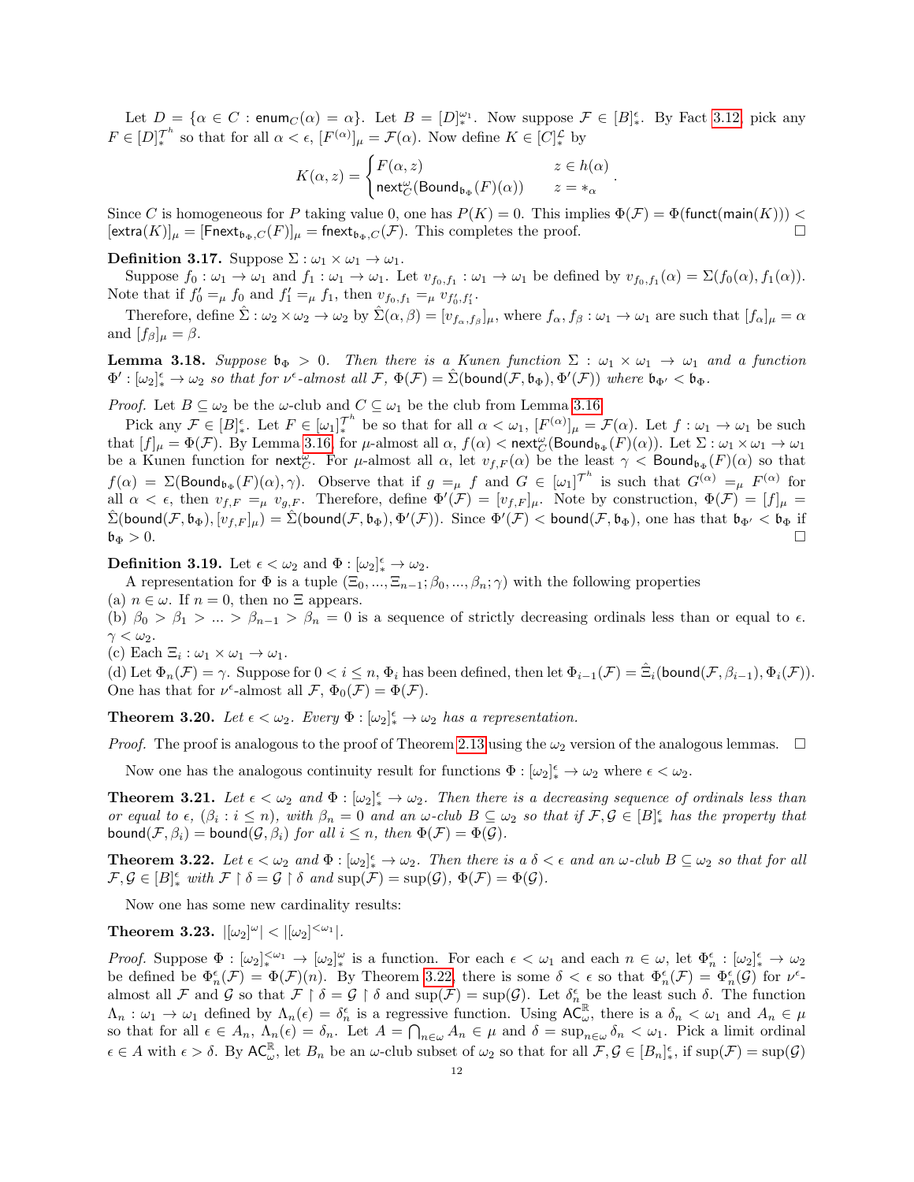Let $D = \{\alpha \in C : \mathsf{enum}_C(\alpha) = \alpha\}$. Let $B = [D]^{\omega_1}_*$. Now suppose $\mathcal{F} \in [B]^\epsilon_*$. By Fact 3.12, pick any $F \in [D]^{\mathcal{T}^h}_*$ so that for all $\alpha < \epsilon$, $[F^{(\alpha)}]_\mu = \mathcal{F}(\alpha)$. Now define $K \in [C]^{\mathcal{L}}_*$ by

$$K(\alpha, z) = \begin{cases} F(\alpha, z) & z \in h(\alpha) \\ \mathsf{next}^\omega_C(\mathsf{Bound}_{\mathfrak{b}_\Phi}(F)(\alpha)) & z = *_\alpha \end{cases}.$$

Since $C$ is homogeneous for $P$ taking value 0, one has $P(K) = 0$. This implies $\Phi(\mathcal{F}) = \Phi(\mathsf{funct}(\mathsf{main}(K))) < [\mathsf{extra}(K)]_\mu = [\mathsf{Fnext}_{\mathfrak{b}_\Phi, C}(F)]_\mu = \mathsf{fnext}_{\mathfrak{b}_\Phi, C}(\mathcal{F})$. This completes the proof. □

**Definition 3.17.** Suppose $\Sigma : \omega_1 \times \omega_1 \to \omega_1$.

Suppose $f_0 : \omega_1 \to \omega_1$ and $f_1 : \omega_1 \to \omega_1$. Let $v_{f_0,f_1} : \omega_1 \to \omega_1$ be defined by $v_{f_0,f_1}(\alpha) = \Sigma(f_0(\alpha), f_1(\alpha))$. Note that if $f_0' =_\mu f_0$ and $f_1' =_\mu f_1$, then $v_{f_0,f_1} =_\mu v_{f_0',f_1'}$.

Therefore, define $\hat{\Sigma} : \omega_2 \times \omega_2 \to \omega_2$ by $\hat{\Sigma}(\alpha, \beta) = [v_{f_\alpha, f_\beta}]_\mu$, where $f_\alpha, f_\beta : \omega_1 \to \omega_1$ are such that $[f_\alpha]_\mu = \alpha$ and $[f_\beta]_\mu = \beta$.

**Lemma 3.18.** *Suppose $\mathfrak{b}_\Phi > 0$. Then there is a Kunen function $\Sigma : \omega_1 \times \omega_1 \to \omega_1$ and a function $\Phi' : [\omega_2]^\epsilon_* \to \omega_2$ so that for $\nu^\epsilon$-almost all $\mathcal{F}$, $\Phi(\mathcal{F}) = \hat{\Sigma}(\mathsf{bound}(\mathcal{F}, \mathfrak{b}_\Phi), \Phi'(\mathcal{F}))$ where $\mathfrak{b}_{\Phi'} < \mathfrak{b}_\Phi$.*

*Proof.* Let $B \subseteq \omega_2$ be the $\omega$-club and $C \subseteq \omega_1$ be the club from Lemma 3.16.

Pick any $\mathcal{F} \in [B]^\epsilon_*$. Let $F \in [\omega_1]^{\mathcal{T}^h}_*$ be so that for all $\alpha < \omega_1$, $[F^{(\alpha)}]_\mu = \mathcal{F}(\alpha)$. Let $f : \omega_1 \to \omega_1$ be such that $[f]_\mu = \Phi(\mathcal{F})$. By Lemma 3.16, for $\mu$-almost all $\alpha$, $f(\alpha) < \mathsf{next}^\omega_C(\mathsf{Bound}_{\mathfrak{b}_\Phi}(F)(\alpha))$. Let $\Sigma : \omega_1 \times \omega_1 \to \omega_1$ be a Kunen function for $\mathsf{next}^\omega_C$. For $\mu$-almost all $\alpha$, let $v_{f,F}(\alpha)$ be the least $\gamma < \mathsf{Bound}_{\mathfrak{b}_\Phi}(F)(\alpha)$ so that $f(\alpha) = \Sigma(\mathsf{Bound}_{\mathfrak{b}_\Phi}(F)(\alpha), \gamma)$. Observe that if $g =_\mu f$ and $G \in [\omega_1]^{\mathcal{T}^h}$ is such that $G^{(\alpha)} =_\mu F^{(\alpha)}$ for all $\alpha < \epsilon$, then $v_{f,F} =_\mu v_{g,F}$. Therefore, define $\Phi'(\mathcal{F}) = [v_{f,F}]_\mu$. Note by construction, $\Phi(\mathcal{F}) = [f]_\mu = \hat{\Sigma}(\mathsf{bound}(\mathcal{F}, \mathfrak{b}_\Phi), [v_{f,F}]_\mu) = \hat{\Sigma}(\mathsf{bound}(\mathcal{F}, \mathfrak{b}_\Phi), \Phi'(\mathcal{F}))$. Since $\Phi'(\mathcal{F}) < \mathsf{bound}(\mathcal{F}, \mathfrak{b}_\Phi)$, one has that $\mathfrak{b}_{\Phi'} < \mathfrak{b}_\Phi$ if $\mathfrak{b}_\Phi > 0$. □

**Definition 3.19.** Let $\epsilon < \omega_2$ and $\Phi : [\omega_2]^\epsilon_* \to \omega_2$.

A representation for $\Phi$ is a tuple $(\Xi_0, ..., \Xi_{n-1}; \beta_0, ..., \beta_n; \gamma)$ with the following properties
(a) $n \in \omega$. If $n = 0$, then no $\Xi$ appears.
(b) $\beta_0 > \beta_1 > ... > \beta_{n-1} > \beta_n = 0$ is a sequence of strictly decreasing ordinals less than or equal to $\epsilon$. $\gamma < \omega_2$.
(c) Each $\Xi_i : \omega_1 \times \omega_1 \to \omega_1$.
(d) Let $\Phi_n(\mathcal{F}) = \gamma$. Suppose for $0 < i \leq n$, $\Phi_i$ has been defined, then let $\Phi_{i-1}(\mathcal{F}) = \hat{\Xi}_i(\mathsf{bound}(\mathcal{F}, \beta_{i-1}), \Phi_i(\mathcal{F}))$. One has that for $\nu^\epsilon$-almost all $\mathcal{F}$, $\Phi_0(\mathcal{F}) = \Phi(\mathcal{F})$.

**Theorem 3.20.** *Let $\epsilon < \omega_2$. Every $\Phi : [\omega_2]^\epsilon_* \to \omega_2$ has a representation.*

*Proof.* The proof is analogous to the proof of Theorem 2.13 using the $\omega_2$ version of the analogous lemmas. □

Now one has the analogous continuity result for functions $\Phi : [\omega_2]^\epsilon_* \to \omega_2$ where $\epsilon < \omega_2$.

**Theorem 3.21.** *Let $\epsilon < \omega_2$ and $\Phi : [\omega_2]^\epsilon_* \to \omega_2$. Then there is a decreasing sequence of ordinals less than or equal to $\epsilon$, $(\beta_i : i \leq n)$, with $\beta_n = 0$ and an $\omega$-club $B \subseteq \omega_2$ so that if $\mathcal{F}, \mathcal{G} \in [B]^\epsilon_*$ has the property that* $\mathsf{bound}(\mathcal{F}, \beta_i) = \mathsf{bound}(\mathcal{G}, \beta_i)$ *for all $i \leq n$, then $\Phi(\mathcal{F}) = \Phi(\mathcal{G})$.*

**Theorem 3.22.** *Let $\epsilon < \omega_2$ and $\Phi : [\omega_2]^\epsilon_* \to \omega_2$. Then there is a $\delta < \epsilon$ and an $\omega$-club $B \subseteq \omega_2$ so that for all $\mathcal{F}, \mathcal{G} \in [B]^\epsilon_*$ with $\mathcal{F} \restriction \delta = \mathcal{G} \restriction \delta$ and $\sup(\mathcal{F}) = \sup(\mathcal{G})$, $\Phi(\mathcal{F}) = \Phi(\mathcal{G})$.*

Now one has some new cardinality results:

**Theorem 3.23.** $|[\omega_2]^\omega| < |[\omega_2]^{<\omega_1}|$.

*Proof.* Suppose $\Phi : [\omega_2]^{<\omega_1}_* \to [\omega_2]^\omega_*$ is a function. For each $\epsilon < \omega_1$ and each $n \in \omega$, let $\Phi^\epsilon_n : [\omega_2]^\epsilon_* \to \omega_2$ be defined be $\Phi^\epsilon_n(\mathcal{F}) = \Phi(\mathcal{F})(n)$. By Theorem 3.22, there is some $\delta < \epsilon$ so that $\Phi^\epsilon_n(\mathcal{F}) = \Phi^\epsilon_n(\mathcal{G})$ for $\nu^\epsilon$-almost all $\mathcal{F}$ and $\mathcal{G}$ so that $\mathcal{F} \restriction \delta = \mathcal{G} \restriction \delta$ and $\sup(\mathcal{F}) = \sup(\mathcal{G})$. Let $\delta^\epsilon_n$ be the least such $\delta$. The function $\Lambda_n : \omega_1 \to \omega_1$ defined by $\Lambda_n(\epsilon) = \delta^\epsilon_n$ is a regressive function. Using $\mathsf{AC}^\mathbb{R}_\omega$, there is a $\delta_n < \omega_1$ and $A_n \in \mu$ so that for all $\epsilon \in A_n$, $\Lambda_n(\epsilon) = \delta_n$. Let $A = \bigcap_{n \in \omega} A_n \in \mu$ and $\delta = \sup_{n \in \omega} \delta_n < \omega_1$. Pick a limit ordinal $\epsilon \in A$ with $\epsilon > \delta$. By $\mathsf{AC}^\mathbb{R}_\omega$, let $B_n$ be an $\omega$-club subset of $\omega_2$ so that for all $\mathcal{F}, \mathcal{G} \in [B_n]^\epsilon_*$, if $\sup(\mathcal{F}) = \sup(\mathcal{G})$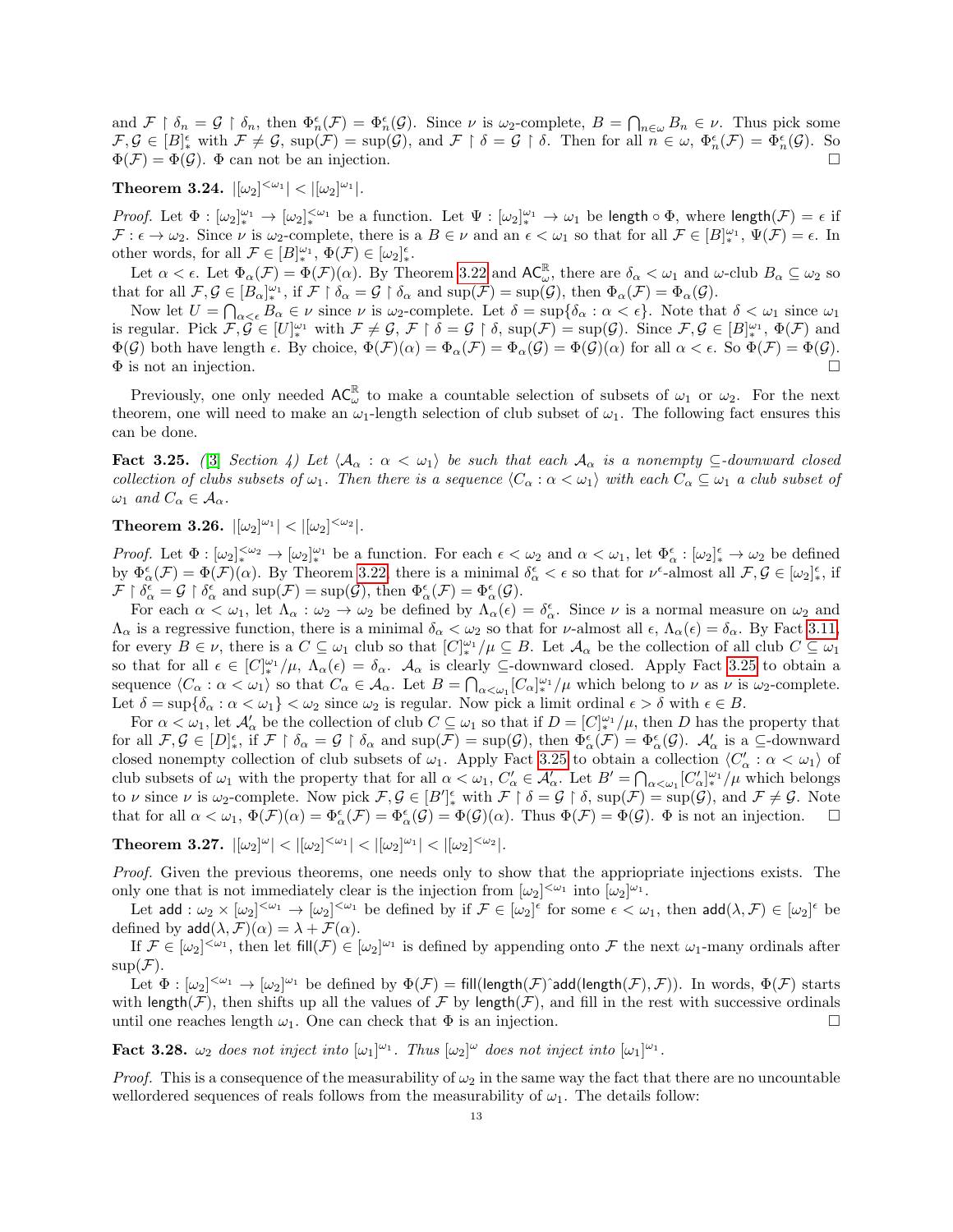and $\mathcal{F} \upharpoonright \delta_n = \mathcal{G} \upharpoonright \delta_n$, then $\Phi_n^\epsilon(\mathcal{F}) = \Phi_n^\epsilon(\mathcal{G})$. Since $\nu$ is $\omega_2$-complete, $B = \bigcap_{n\in\omega} B_n \in \nu$. Thus pick some $\mathcal{F}, \mathcal{G} \in [B]^\epsilon_*$ with $\mathcal{F} \neq \mathcal{G}$, $\sup(\mathcal{F}) = \sup(\mathcal{G})$, and $\mathcal{F} \upharpoonright \delta = \mathcal{G} \upharpoonright \delta$. Then for all $n \in \omega$, $\Phi_n^\epsilon(\mathcal{F}) = \Phi_n^\epsilon(\mathcal{G})$. So $\Phi(\mathcal{F}) = \Phi(\mathcal{G})$. $\Phi$ can not be an injection. $\square$

**Theorem 3.24.** $|[\omega_2]^{<\omega_1}| < |[\omega_2]^{\omega_1}|$.

*Proof.* Let $\Phi : [\omega_2]^{\omega_1}_* \to [\omega_2]^{<\omega_1}_*$ be a function. Let $\Psi : [\omega_2]^{\omega_1}_* \to \omega_1$ be $\mathsf{length} \circ \Phi$, where $\mathsf{length}(\mathcal{F}) = \epsilon$ if $\mathcal{F} : \epsilon \to \omega_2$. Since $\nu$ is $\omega_2$-complete, there is a $B \in \nu$ and an $\epsilon < \omega_1$ so that for all $\mathcal{F} \in [B]^{\omega_1}_*$, $\Psi(\mathcal{F}) = \epsilon$. In other words, for all $\mathcal{F} \in [B]^{\omega_1}_*$, $\Phi(\mathcal{F}) \in [\omega_2]^\epsilon_*$.

Let $\alpha < \epsilon$. Let $\Phi_\alpha(\mathcal{F}) = \Phi(\mathcal{F})(\alpha)$. By Theorem 3.22 and $\mathsf{AC}^{\mathbb{R}}_\omega$, there are $\delta_\alpha < \omega_1$ and $\omega$-club $B_\alpha \subseteq \omega_2$ so that for all $\mathcal{F}, \mathcal{G} \in [B_\alpha]^{\omega_1}_*$, if $\mathcal{F} \upharpoonright \delta_\alpha = \mathcal{G} \upharpoonright \delta_\alpha$ and $\sup(\mathcal{F}) = \sup(\mathcal{G})$, then $\Phi_\alpha(\mathcal{F}) = \Phi_\alpha(\mathcal{G})$.

Now let $U = \bigcap_{\alpha<\epsilon} B_\alpha \in \nu$ since $\nu$ is $\omega_2$-complete. Let $\delta = \sup\{\delta_\alpha : \alpha < \epsilon\}$. Note that $\delta < \omega_1$ since $\omega_1$ is regular. Pick $\mathcal{F}, \mathcal{G} \in [U]^{\omega_1}_*$ with $\mathcal{F} \neq \mathcal{G}$, $\mathcal{F} \upharpoonright \delta = \mathcal{G} \upharpoonright \delta$, $\sup(\mathcal{F}) = \sup(\mathcal{G})$. Since $\mathcal{F}, \mathcal{G} \in [B]^{\omega_1}_*$, $\Phi(\mathcal{F})$ and $\Phi(\mathcal{G})$ both have length $\epsilon$. By choice, $\Phi(\mathcal{F})(\alpha) = \Phi_\alpha(\mathcal{F}) = \Phi_\alpha(\mathcal{G}) = \Phi(\mathcal{G})(\alpha)$ for all $\alpha < \epsilon$. So $\Phi(\mathcal{F}) = \Phi(\mathcal{G})$. $\Phi$ is not an injection. $\square$

Previously, one only needed $\mathsf{AC}^{\mathbb{R}}_\omega$ to make a countable selection of subsets of $\omega_1$ or $\omega_2$. For the next theorem, one will need to make an $\omega_1$-length selection of club subset of $\omega_1$. The following fact ensures this can be done.

**Fact 3.25.** *([3] Section 4) Let $\langle \mathcal{A}_\alpha : \alpha < \omega_1 \rangle$ be such that each $\mathcal{A}_\alpha$ is a nonempty $\subseteq$-downward closed collection of clubs subsets of $\omega_1$. Then there is a sequence $\langle C_\alpha : \alpha < \omega_1 \rangle$ with each $C_\alpha \subseteq \omega_1$ a club subset of $\omega_1$ and $C_\alpha \in \mathcal{A}_\alpha$.*

**Theorem 3.26.** $|[\omega_2]^{\omega_1}| < |[\omega_2]^{<\omega_2}|$.

*Proof.* Let $\Phi : [\omega_2]^{<\omega_2}_* \to [\omega_2]^{\omega_1}_*$ be a function. For each $\epsilon < \omega_2$ and $\alpha < \omega_1$, let $\Phi^\epsilon_\alpha : [\omega_2]^\epsilon_* \to \omega_2$ be defined by $\Phi^\epsilon_\alpha(\mathcal{F}) = \Phi(\mathcal{F})(\alpha)$. By Theorem 3.22, there is a minimal $\delta^\epsilon_\alpha < \epsilon$ so that for $\nu^\epsilon$-almost all $\mathcal{F}, \mathcal{G} \in [\omega_2]^\epsilon_*$, if $\mathcal{F} \upharpoonright \delta^\epsilon_\alpha = \mathcal{G} \upharpoonright \delta^\epsilon_\alpha$ and $\sup(\mathcal{F}) = \sup(\mathcal{G})$, then $\Phi^\epsilon_\alpha(\mathcal{F}) = \Phi^\epsilon_\alpha(\mathcal{G})$.

For each $\alpha < \omega_1$, let $\Lambda_\alpha : \omega_2 \to \omega_2$ be defined by $\Lambda_\alpha(\epsilon) = \delta^\epsilon_\alpha$. Since $\nu$ is a normal measure on $\omega_2$ and $\Lambda_\alpha$ is a regressive function, there is a minimal $\delta_\alpha < \omega_2$ so that for $\nu$-almost all $\epsilon$, $\Lambda_\alpha(\epsilon) = \delta_\alpha$. By Fact 3.11, for every $B \in \nu$, there is a $C \subseteq \omega_1$ club so that $[C]^{\omega_1}_*/\mu \subseteq B$. Let $\mathcal{A}_\alpha$ be the collection of all club $C \subseteq \omega_1$ so that for all $\epsilon \in [C]^{\omega_1}_*/\mu$, $\Lambda_\alpha(\epsilon) = \delta_\alpha$. $\mathcal{A}_\alpha$ is clearly $\subseteq$-downward closed. Apply Fact 3.25 to obtain a sequence $\langle C_\alpha : \alpha < \omega_1 \rangle$ so that $C_\alpha \in \mathcal{A}_\alpha$. Let $B = \bigcap_{\alpha<\omega_1} [C_\alpha]^{\omega_1}_*/\mu$ which belong to $\nu$ as $\nu$ is $\omega_2$-complete. Let $\delta = \sup\{\delta_\alpha : \alpha < \omega_1\} < \omega_2$ since $\omega_2$ is regular. Now pick a limit ordinal $\epsilon > \delta$ with $\epsilon \in B$.

For $\alpha < \omega_1$, let $\mathcal{A}'_\alpha$ be the collection of club $C \subseteq \omega_1$ so that if $D = [C]^{\omega_1}_*/\mu$, then $D$ has the property that for all $\mathcal{F}, \mathcal{G} \in [D]^\epsilon_*$, if $\mathcal{F} \upharpoonright \delta_\alpha = \mathcal{G} \upharpoonright \delta_\alpha$ and $\sup(\mathcal{F}) = \sup(\mathcal{G})$, then $\Phi^\epsilon_\alpha(\mathcal{F}) = \Phi^\epsilon_\alpha(\mathcal{G})$. $\mathcal{A}'_\alpha$ is a $\subseteq$-downward closed nonempty collection of club subsets of $\omega_1$. Apply Fact 3.25 to obtain a collection $\langle C'_\alpha : \alpha < \omega_1 \rangle$ of club subsets of $\omega_1$ with the property that for all $\alpha < \omega_1$, $C'_\alpha \in \mathcal{A}'_\alpha$. Let $B' = \bigcap_{\alpha<\omega_1} [C'_\alpha]^{\omega_1}_*/\mu$ which belongs to $\nu$ since $\nu$ is $\omega_2$-complete. Now pick $\mathcal{F}, \mathcal{G} \in [B']^\epsilon_*$ with $\mathcal{F} \upharpoonright \delta = \mathcal{G} \upharpoonright \delta$, $\sup(\mathcal{F}) = \sup(\mathcal{G})$, and $\mathcal{F} \neq \mathcal{G}$. Note that for all $\alpha < \omega_1$, $\Phi(\mathcal{F})(\alpha) = \Phi^\epsilon_\alpha(\mathcal{F}) = \Phi^\epsilon_\alpha(\mathcal{G}) = \Phi(\mathcal{G})(\alpha)$. Thus $\Phi(\mathcal{F}) = \Phi(\mathcal{G})$. $\Phi$ is not an injection. $\square$

**Theorem 3.27.** $|[\omega_2]^\omega| < |[\omega_2]^{<\omega_1}| < |[\omega_2]^{\omega_1}| < |[\omega_2]^{<\omega_2}|$.

*Proof.* Given the previous theorems, one needs only to show that the appriopriate injections exists. The only one that is not immediately clear is the injection from $[\omega_2]^{<\omega_1}$ into $[\omega_2]^{\omega_1}$.

Let $\mathsf{add} : \omega_2 \times [\omega_2]^{<\omega_1} \to [\omega_2]^{<\omega_1}$ be defined by if $\mathcal{F} \in [\omega_2]^\epsilon$ for some $\epsilon < \omega_1$, then $\mathsf{add}(\lambda, \mathcal{F}) \in [\omega_2]^\epsilon$ be defined by $\mathsf{add}(\lambda, \mathcal{F})(\alpha) = \lambda + \mathcal{F}(\alpha)$.

If $\mathcal{F} \in [\omega_2]^{<\omega_1}$, then let $\mathsf{fill}(\mathcal{F}) \in [\omega_2]^{\omega_1}$ is defined by appending onto $\mathcal{F}$ the next $\omega_1$-many ordinals after $\sup(\mathcal{F})$.

Let $\Phi : [\omega_2]^{<\omega_1} \to [\omega_2]^{\omega_1}$ be defined by $\Phi(\mathcal{F}) = \mathsf{fill}(\mathsf{length}(\mathcal{F})\hat{\ }\mathsf{add}(\mathsf{length}(\mathcal{F}), \mathcal{F}))$. In words, $\Phi(\mathcal{F})$ starts with $\mathsf{length}(\mathcal{F})$, then shifts up all the values of $\mathcal{F}$ by $\mathsf{length}(\mathcal{F})$, and fill in the rest with successive ordinals until one reaches length $\omega_1$. One can check that $\Phi$ is an injection. $\square$

**Fact 3.28.** *$\omega_2$ does not inject into $[\omega_1]^{\omega_1}$. Thus $[\omega_2]^\omega$ does not inject into $[\omega_1]^{\omega_1}$.*

*Proof.* This is a consequence of the measurability of $\omega_2$ in the same way the fact that there are no uncountable wellordered sequences of reals follows from the measurability of $\omega_1$. The details follow: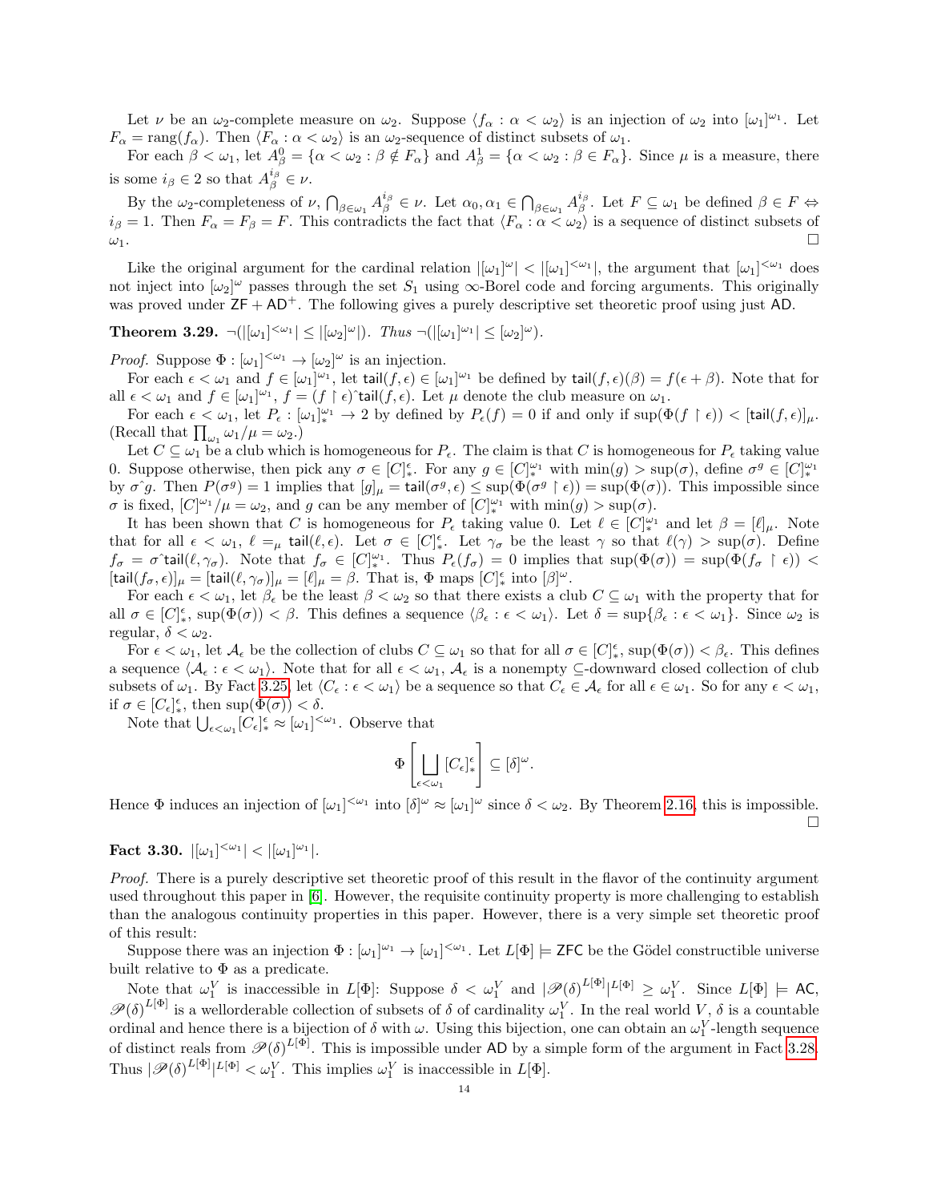Let $\nu$ be an $\omega_2$-complete measure on $\omega_2$. Suppose $\langle f_\alpha : \alpha < \omega_2 \rangle$ is an injection of $\omega_2$ into $[\omega_1]^{\omega_1}$. Let $F_\alpha = \text{rang}(f_\alpha)$. Then $\langle F_\alpha : \alpha < \omega_2 \rangle$ is an $\omega_2$-sequence of distinct subsets of $\omega_1$.

For each $\beta < \omega_1$, let $A^0_\beta = \{\alpha < \omega_2 : \beta \notin F_\alpha\}$ and $A^1_\beta = \{\alpha < \omega_2 : \beta \in F_\alpha\}$. Since $\mu$ is a measure, there is some $i_\beta \in 2$ so that $A^{i_\beta}_\beta \in \nu$.

By the $\omega_2$-completeness of $\nu$, $\bigcap_{\beta \in \omega_1} A^{i_\beta}_\beta \in \nu$. Let $\alpha_0, \alpha_1 \in \bigcap_{\beta \in \omega_1} A^{i_\beta}_\beta$. Let $F \subseteq \omega_1$ be defined $\beta \in F \Leftrightarrow i_\beta = 1$. Then $F_\alpha = F_\beta = F$. This contradicts the fact that $\langle F_\alpha : \alpha < \omega_2 \rangle$ is a sequence of distinct subsets of $\omega_1$. □

Like the original argument for the cardinal relation $|[\omega_1]^\omega| < |[\omega_1]^{<\omega_1}|$, the argument that $[\omega_1]^{<\omega_1}$ does not inject into $[\omega_2]^\omega$ passes through the set $S_1$ using $\infty$-Borel code and forcing arguments. This originally was proved under $\mathsf{ZF} + \mathsf{AD}^+$. The following gives a purely descriptive set theoretic proof using just $\mathsf{AD}$.

**Theorem 3.29.** $\neg(|[\omega_1]^{<\omega_1}| \leq |[\omega_2]^\omega|)$. *Thus* $\neg(|[\omega_1]^{\omega_1}| \leq [\omega_2]^\omega)$.

*Proof.* Suppose $\Phi : [\omega_1]^{<\omega_1} \to [\omega_2]^\omega$ is an injection.

For each $\epsilon < \omega_1$ and $f \in [\omega_1]^{\omega_1}$, let $\mathsf{tail}(f, \epsilon) \in [\omega_1]^{\omega_1}$ be defined by $\mathsf{tail}(f, \epsilon)(\beta) = f(\epsilon + \beta)$. Note that for all $\epsilon < \omega_1$ and $f \in [\omega_1]^{\omega_1}$, $f = (f \upharpoonright \epsilon)\hat{\ }\mathsf{tail}(f, \epsilon)$. Let $\mu$ denote the club measure on $\omega_1$.

For each $\epsilon < \omega_1$, let $P_\epsilon : [\omega_1]^{\omega_1}_* \to 2$ by defined by $P_\epsilon(f) = 0$ if and only if $\sup(\Phi(f \upharpoonright \epsilon)) < [\mathsf{tail}(f, \epsilon)]_\mu$. (Recall that $\prod_{\omega_1} \omega_1/\mu = \omega_2$.)

Let $C \subseteq \omega_1$ be a club which is homogeneous for $P_\epsilon$. The claim is that $C$ is homogeneous for $P_\epsilon$ taking value 0. Suppose otherwise, then pick any $\sigma \in [C]^\epsilon_*$. For any $g \in [C]^{\omega_1}_*$ with $\min(g) > \sup(\sigma)$, define $\sigma^g \in [C]^{\omega_1}_*$ by $\sigma\hat{\ }g$. Then $P(\sigma^g) = 1$ implies that $[g]_\mu = \mathsf{tail}(\sigma^g, \epsilon) \leq \sup(\Phi(\sigma^g \upharpoonright \epsilon)) = \sup(\Phi(\sigma))$. This impossible since $\sigma$ is fixed, $[C]^{\omega_1}/\mu = \omega_2$, and $g$ can be any member of $[C]^{\omega_1}_*$ with $\min(g) > \sup(\sigma)$.

It has been shown that $C$ is homogeneous for $P_\epsilon$ taking value 0. Let $\ell \in [C]^{\omega_1}_*$ and let $\beta = [\ell]_\mu$. Note that for all $\epsilon < \omega_1$, $\ell =_\mu \mathsf{tail}(\ell, \epsilon)$. Let $\sigma \in [C]^\epsilon_*$. Let $\gamma_\sigma$ be the least $\gamma$ so that $\ell(\gamma) > \sup(\sigma)$. Define $f_\sigma = \sigma\hat{\ }\mathsf{tail}(\ell, \gamma_\sigma)$. Note that $f_\sigma \in [C]^{\omega_1}_*$. Thus $P_\epsilon(f_\sigma) = 0$ implies that $\sup(\Phi(\sigma)) = \sup(\Phi(f_\sigma \upharpoonright \epsilon)) < [\mathsf{tail}(f_\sigma, \epsilon)]_\mu = [\mathsf{tail}(\ell, \gamma_\sigma)]_\mu = [\ell]_\mu = \beta$. That is, $\Phi$ maps $[C]^\epsilon_*$ into $[\beta]^\omega$.

For each $\epsilon < \omega_1$, let $\beta_\epsilon$ be the least $\beta < \omega_2$ so that there exists a club $C \subseteq \omega_1$ with the property that for all $\sigma \in [C]^\epsilon_*$, $\sup(\Phi(\sigma)) < \beta$. This defines a sequence $\langle \beta_\epsilon : \epsilon < \omega_1 \rangle$. Let $\delta = \sup\{\beta_\epsilon : \epsilon < \omega_1\}$. Since $\omega_2$ is regular, $\delta < \omega_2$.

For $\epsilon < \omega_1$, let $\mathcal{A}_\epsilon$ be the collection of clubs $C \subseteq \omega_1$ so that for all $\sigma \in [C]^\epsilon_*$, $\sup(\Phi(\sigma)) < \beta_\epsilon$. This defines a sequence $\langle \mathcal{A}_\epsilon : \epsilon < \omega_1 \rangle$. Note that for all $\epsilon < \omega_1$, $\mathcal{A}_\epsilon$ is a nonempty $\subseteq$-downward closed collection of club subsets of $\omega_1$. By Fact 3.25, let $\langle C_\epsilon : \epsilon < \omega_1 \rangle$ be a sequence so that $C_\epsilon \in \mathcal{A}_\epsilon$ for all $\epsilon \in \omega_1$. So for any $\epsilon < \omega_1$, if $\sigma \in [C_\epsilon]^\epsilon_*$, then $\sup(\Phi(\sigma)) < \delta$.

Note that $\bigcup_{\epsilon < \omega_1} [C_\epsilon]^\epsilon_* \approx [\omega_1]^{<\omega_1}$. Observe that

$$\Phi\left[\bigsqcup_{\epsilon < \omega_1} [C_\epsilon]^\epsilon_*\right] \subseteq [\delta]^\omega.$$

Hence $\Phi$ induces an injection of $[\omega_1]^{<\omega_1}$ into $[\delta]^\omega \approx [\omega_1]^\omega$ since $\delta < \omega_2$. By Theorem 2.16, this is impossible. □

**Fact 3.30.** $|[\omega_1]^{<\omega_1}| < |[\omega_1]^{\omega_1}|$.

*Proof.* There is a purely descriptive set theoretic proof of this result in the flavor of the continuity argument used throughout this paper in [6]. However, the requisite continuity property is more challenging to establish than the analogous continuity properties in this paper. However, there is a very simple set theoretic proof of this result:

Suppose there was an injection $\Phi : [\omega_1]^{\omega_1} \to [\omega_1]^{<\omega_1}$. Let $L[\Phi] \models \mathsf{ZFC}$ be the Gödel constructible universe built relative to $\Phi$ as a predicate.

Note that $\omega_1^V$ is inaccessible in $L[\Phi]$: Suppose $\delta < \omega_1^V$ and $|\mathscr{P}(\delta)^{L[\Phi]}|^{L[\Phi]} \geq \omega_1^V$. Since $L[\Phi] \models \mathsf{AC}$, $\mathscr{P}(\delta)^{L[\Phi]}$ is a wellorderable collection of subsets of $\delta$ of cardinality $\omega_1^V$. In the real world $V$, $\delta$ is a countable ordinal and hence there is a bijection of $\delta$ with $\omega$. Using this bijection, one can obtain an $\omega_1^V$-length sequence of distinct reals from $\mathscr{P}(\delta)^{L[\Phi]}$. This is impossible under $\mathsf{AD}$ by a simple form of the argument in Fact 3.28. Thus $|\mathscr{P}(\delta)^{L[\Phi]}|^{L[\Phi]} < \omega_1^V$. This implies $\omega_1^V$ is inaccessible in $L[\Phi]$.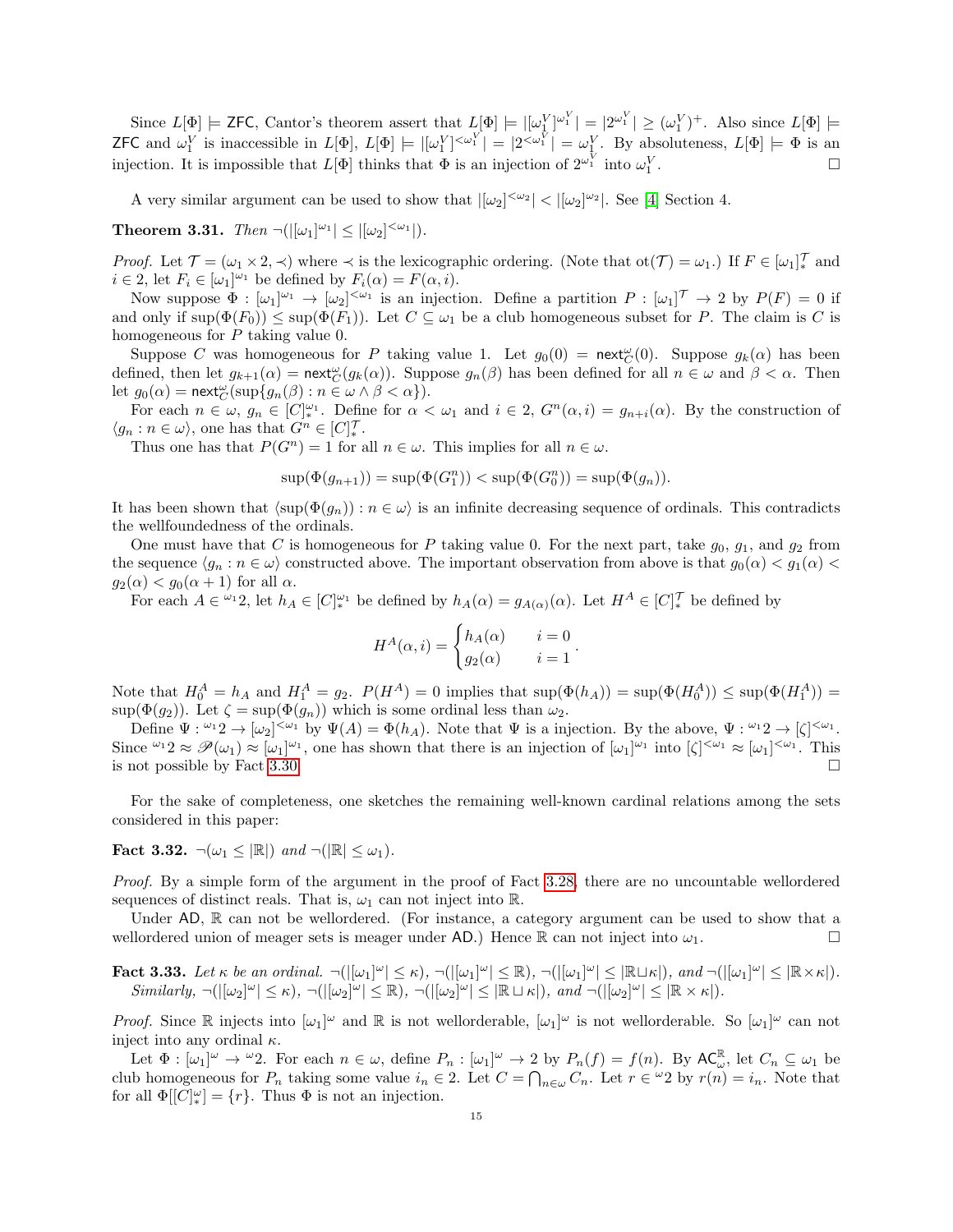Since $L[\Phi] \models \mathsf{ZFC}$, Cantor's theorem assert that $L[\Phi] \models |[\omega_1^V]^{\omega_1^V}| = |2^{\omega_1^V}| \geq (\omega_1^V)^+$. Also since $L[\Phi] \models \mathsf{ZFC}$ and $\omega_1^V$ is inaccessible in $L[\Phi]$, $L[\Phi] \models |[\omega_1^V]^{<\omega_1^V}| = |2^{<\omega_1^V}| = \omega_1^V$. By absoluteness, $L[\Phi] \models \Phi$ is an injection. It is impossible that $L[\Phi]$ thinks that $\Phi$ is an injection of $2^{\omega_1^V}$ into $\omega_1^V$. □

A very similar argument can be used to show that $|[\omega_2]^{<\omega_2}| < |[\omega_2]^{\omega_2}|$. See [4] Section 4.

**Theorem 3.31.** *Then* $\neg(|[\omega_1]^{\omega_1}| \leq |[\omega_2]^{<\omega_1}|)$.

*Proof.* Let $\mathcal{T} = (\omega_1 \times 2, \prec)$ where $\prec$ is the lexicographic ordering. (Note that $\text{ot}(\mathcal{T}) = \omega_1$.) If $F \in [\omega_1]^{\mathcal{T}}_*$ and $i \in 2$, let $F_i \in [\omega_1]^{\omega_1}$ be defined by $F_i(\alpha) = F(\alpha, i)$.

Now suppose $\Phi : [\omega_1]^{\omega_1} \to [\omega_2]^{<\omega_1}$ is an injection. Define a partition $P : [\omega_1]^{\mathcal{T}} \to 2$ by $P(F) = 0$ if and only if $\sup(\Phi(F_0)) \leq \sup(\Phi(F_1))$. Let $C \subseteq \omega_1$ be a club homogeneous subset for $P$. The claim is $C$ is homogeneous for $P$ taking value 0.

Suppose $C$ was homogeneous for $P$ taking value 1. Let $g_0(0) = \mathsf{next}^\omega_C(0)$. Suppose $g_k(\alpha)$ has been defined, then let $g_{k+1}(\alpha) = \mathsf{next}^\omega_C(g_k(\alpha))$. Suppose $g_n(\beta)$ has been defined for all $n \in \omega$ and $\beta < \alpha$. Then let $g_0(\alpha) = \mathsf{next}^\omega_C(\sup\{g_n(\beta) : n \in \omega \wedge \beta < \alpha\})$.

For each $n \in \omega$, $g_n \in [C]^{\omega_1}_*$. Define for $\alpha < \omega_1$ and $i \in 2$, $G^n(\alpha, i) = g_{n+i}(\alpha)$. By the construction of $\langle g_n : n \in \omega\rangle$, one has that $G^n \in [C]^{\mathcal{T}}_*$.

Thus one has that $P(G^n) = 1$ for all $n \in \omega$. This implies for all $n \in \omega$.

$$\sup(\Phi(g_{n+1})) = \sup(\Phi(G^n_1)) < \sup(\Phi(G^n_0)) = \sup(\Phi(g_n)).$$

It has been shown that $\langle \sup(\Phi(g_n)) : n \in \omega\rangle$ is an infinite decreasing sequence of ordinals. This contradicts the wellfoundedness of the ordinals.

One must have that $C$ is homogeneous for $P$ taking value 0. For the next part, take $g_0$, $g_1$, and $g_2$ from the sequence $\langle g_n : n \in \omega\rangle$ constructed above. The important observation from above is that $g_0(\alpha) < g_1(\alpha) < g_2(\alpha) < g_0(\alpha + 1)$ for all $\alpha$.

For each $A \in {}^{\omega_1}2$, let $h_A \in [C]^{\omega_1}_*$ be defined by $h_A(\alpha) = g_{A(\alpha)}(\alpha)$. Let $H^A \in [C]^{\mathcal{T}}_*$ be defined by

$$H^A(\alpha, i) = \begin{cases} h_A(\alpha) & i = 0 \\ g_2(\alpha) & i = 1 \end{cases}.$$

Note that $H^A_0 = h_A$ and $H^A_1 = g_2$. $P(H^A) = 0$ implies that $\sup(\Phi(h_A)) = \sup(\Phi(H^A_0)) \leq \sup(\Phi(H^A_1)) = \sup(\Phi(g_2))$. Let $\zeta = \sup(\Phi(g_n))$ which is some ordinal less than $\omega_2$.

Define $\Psi : {}^{\omega_1}2 \to [\omega_2]^{<\omega_1}$ by $\Psi(A) = \Phi(h_A)$. Note that $\Psi$ is a injection. By the above, $\Psi : {}^{\omega_1}2 \to [\zeta]^{<\omega_1}$. Since ${}^{\omega_1}2 \approx \mathscr{P}(\omega_1) \approx [\omega_1]^{\omega_1}$, one has shown that there is an injection of $[\omega_1]^{\omega_1}$ into $[\zeta]^{<\omega_1} \approx [\omega_1]^{<\omega_1}$. This is not possible by Fact 3.30. □

For the sake of completeness, one sketches the remaining well-known cardinal relations among the sets considered in this paper:

**Fact 3.32.** $\neg(\omega_1 \leq |\mathbb{R}|)$ *and* $\neg(|\mathbb{R}| \leq \omega_1)$.

*Proof.* By a simple form of the argument in the proof of Fact 3.28, there are no uncountable wellordered sequences of distinct reals. That is, $\omega_1$ can not inject into $\mathbb{R}$.

Under $\mathsf{AD}$, $\mathbb{R}$ can not be wellordered. (For instance, a category argument can be used to show that a wellordered union of meager sets is meager under $\mathsf{AD}$.) Hence $\mathbb{R}$ can not inject into $\omega_1$. □

**Fact 3.33.** *Let $\kappa$ be an ordinal.* $\neg(|[\omega_1]^\omega| \leq \kappa)$, $\neg(|[\omega_1]^\omega| \leq \mathbb{R})$, $\neg(|[\omega_1]^\omega| \leq |\mathbb{R} \sqcup \kappa|)$, *and* $\neg(|[\omega_1]^\omega| \leq |\mathbb{R} \times \kappa|)$.
*Similarly,* $\neg(|[\omega_2]^\omega| \leq \kappa)$, $\neg(|[\omega_2]^\omega| \leq \mathbb{R})$, $\neg(|[\omega_2]^\omega| \leq |\mathbb{R} \sqcup \kappa|)$, *and* $\neg(|[\omega_2]^\omega| \leq |\mathbb{R} \times \kappa|)$.

*Proof.* Since $\mathbb{R}$ injects into $[\omega_1]^\omega$ and $\mathbb{R}$ is not wellorderable, $[\omega_1]^\omega$ is not wellorderable. So $[\omega_1]^\omega$ can not inject into any ordinal $\kappa$.

Let $\Phi : [\omega_1]^\omega \to {}^\omega 2$. For each $n \in \omega$, define $P_n : [\omega_1]^\omega \to 2$ by $P_n(f) = f(n)$. By $\mathsf{AC}^{\mathbb{R}}_\omega$, let $C_n \subseteq \omega_1$ be club homogeneous for $P_n$ taking some value $i_n \in 2$. Let $C = \bigcap_{n \in \omega} C_n$. Let $r \in {}^\omega 2$ by $r(n) = i_n$. Note that for all $\Phi[[C]^\omega_*] = \{r\}$. Thus $\Phi$ is not an injection.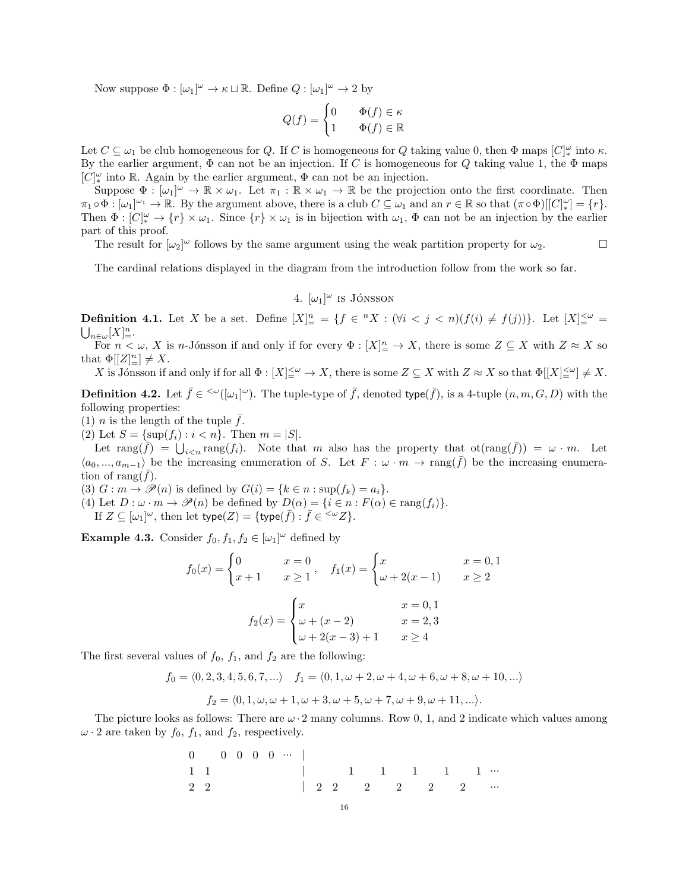Now suppose $\Phi : [\omega_1]^\omega \to \kappa \sqcup \mathbb{R}$. Define $Q : [\omega_1]^\omega \to 2$ by

$$Q(f) = \begin{cases} 0 & \Phi(f) \in \kappa \\ 1 & \Phi(f) \in \mathbb{R} \end{cases}$$

Let $C \subseteq \omega_1$ be club homogeneous for $Q$. If $C$ is homogeneous for $Q$ taking value 0, then $\Phi$ maps $[C]^\omega_*$ into $\kappa$. By the earlier argument, $\Phi$ can not be an injection. If $C$ is homogeneous for $Q$ taking value 1, the $\Phi$ maps $[C]^\omega_*$ into $\mathbb{R}$. Again by the earlier argument, $\Phi$ can not be an injection.

Suppose $\Phi : [\omega_1]^\omega \to \mathbb{R} \times \omega_1$. Let $\pi_1 : \mathbb{R} \times \omega_1 \to \mathbb{R}$ be the projection onto the first coordinate. Then $\pi_1 \circ \Phi : [\omega_1]^{\omega_1} \to \mathbb{R}$. By the argument above, there is a club $C \subseteq \omega_1$ and an $r \in \mathbb{R}$ so that $(\pi \circ \Phi)[[C]^\omega_*] = \{r\}$. Then $\Phi : [C]^\omega_* \to \{r\} \times \omega_1$. Since $\{r\} \times \omega_1$ is in bijection with $\omega_1$, $\Phi$ can not be an injection by the earlier part of this proof.

The result for $[\omega_2]^\omega$ follows by the same argument using the weak partition property for $\omega_2$. $\square$

The cardinal relations displayed in the diagram from the introduction follow from the work so far.

## 4. $[\omega_1]^\omega$ is Jónsson

**Definition 4.1.** Let $X$ be a set. Define $[X]^n_= = \{f \in {}^nX : (\forall i < j < n)(f(i) \neq f(j))\}$. Let $[X]^{<\omega}_= = \bigcup_{n\in\omega}[X]^n_=$.

For $n < \omega$, $X$ is $n$-Jónsson if and only if for every $\Phi : [X]^n_= \to X$, there is some $Z \subseteq X$ with $Z \approx X$ so that $\Phi[[Z]^n_=] \neq X$.

$X$ is Jónsson if and only if for all $\Phi : [X]^{<\omega}_= \to X$, there is some $Z \subseteq X$ with $Z \approx X$ so that $\Phi[[X]^{<\omega}_=] \neq X$.

**Definition 4.2.** Let $\bar{f} \in {}^{<\omega}([\omega_1]^\omega)$. The tuple-type of $\bar{f}$, denoted $\mathsf{type}(\bar{f})$, is a 4-tuple $(n, m, G, D)$ with the following properties:
(1) $n$ is the length of the tuple $\bar{f}$.
(2) Let $S = \{\sup(f_i) : i < n\}$. Then $m = |S|$.

Let $\mathrm{rang}(\bar{f}) = \bigcup_{i<n}\mathrm{rang}(f_i)$. Note that $m$ also has the property that $\mathrm{ot}(\mathrm{rang}(\bar{f})) = \omega \cdot m$. Let $\langle a_0, ..., a_{m-1}\rangle$ be the increasing enumeration of $S$. Let $F : \omega \cdot m \to \mathrm{rang}(\bar{f})$ be the increasing enumeration of $\mathrm{rang}(\bar{f})$.
(3) $G : m \to \mathscr{P}(n)$ is defined by $G(i) = \{k \in n : \sup(f_k) = a_i\}$.
(4) Let $D : \omega \cdot m \to \mathscr{P}(n)$ be defined by $D(\alpha) = \{i \in n : F(\alpha) \in \mathrm{rang}(f_i)\}$.

If $Z \subseteq [\omega_1]^\omega$, then let $\mathsf{type}(Z) = \{\mathsf{type}(\bar{f}) : \bar{f} \in {}^{<\omega}Z\}$.

**Example 4.3.** Consider $f_0, f_1, f_2 \in [\omega_1]^\omega$ defined by

$$f_0(x) = \begin{cases} 0 & x = 0 \\ x+1 & x \geq 1 \end{cases}, \quad f_1(x) = \begin{cases} x & x = 0,1 \\ \omega + 2(x-1) & x \geq 2 \end{cases}$$

$$f_2(x) = \begin{cases} x & x = 0,1 \\ \omega + (x-2) & x = 2,3 \\ \omega + 2(x-3)+1 & x \geq 4 \end{cases}$$

The first several values of $f_0$, $f_1$, and $f_2$ are the following:

$$f_0 = \langle 0, 2, 3, 4, 5, 6, 7, ...\rangle \quad f_1 = \langle 0, 1, \omega+2, \omega+4, \omega+6, \omega+8, \omega+10, ...\rangle$$

$$f_2 = \langle 0, 1, \omega, \omega+1, \omega+3, \omega+5, \omega+7, \omega+9, \omega+11, ...\rangle.$$

The picture looks as follows: There are $\omega \cdot 2$ many columns. Row 0, 1, and 2 indicate which values among $\omega \cdot 2$ are taken by $f_0$, $f_1$, and $f_2$, respectively.

```
0      0  0  0  0  ···  |
1  1                    |         1     1     1     1     1  ···
2  2                    |  2  2      2     2     2     2     ···
```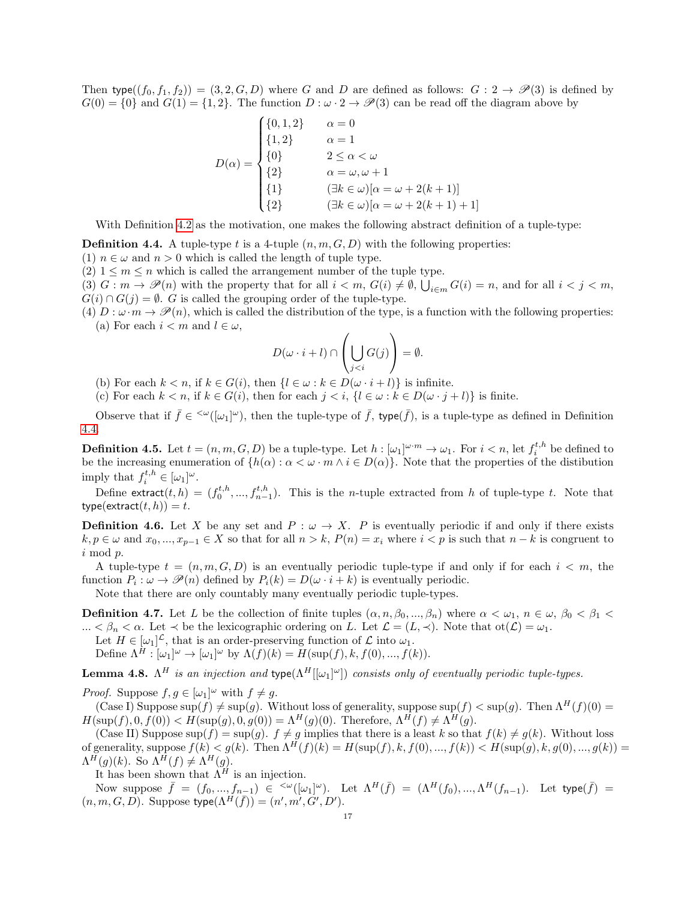Then $\mathsf{type}((f_0, f_1, f_2)) = (3, 2, G, D)$ where $G$ and $D$ are defined as follows: $G : 2 \to \mathscr{P}(3)$ is defined by $G(0) = \{0\}$ and $G(1) = \{1, 2\}$. The function $D : \omega \cdot 2 \to \mathscr{P}(3)$ can be read off the diagram above by

$$D(\alpha) = \begin{cases} \{0,1,2\} & \alpha = 0 \\ \{1,2\} & \alpha = 1 \\ \{0\} & 2 \le \alpha < \omega \\ \{2\} & \alpha = \omega, \omega + 1 \\ \{1\} & (\exists k \in \omega)[\alpha = \omega + 2(k+1)] \\ \{2\} & (\exists k \in \omega)[\alpha = \omega + 2(k+1) + 1] \end{cases}$$

With Definition 4.2 as the motivation, one makes the following abstract definition of a tuple-type:

**Definition 4.4.** A tuple-type $t$ is a 4-tuple $(n, m, G, D)$ with the following properties:
(1) $n \in \omega$ and $n > 0$ which is called the length of tuple type.
(2) $1 \le m \le n$ which is called the arrangement number of the tuple type.
(3) $G : m \to \mathscr{P}(n)$ with the property that for all $i < m$, $G(i) \ne \emptyset$, $\bigcup_{i \in m} G(i) = n$, and for all $i < j < m$, $G(i) \cap G(j) = \emptyset$. $G$ is called the grouping order of the tuple-type.
(4) $D : \omega \cdot m \to \mathscr{P}(n)$, which is called the distribution of the type, is a function with the following properties:
(a) For each $i < m$ and $l \in \omega$,

$$D(\omega \cdot i + l) \cap \left( \bigcup_{j < i} G(j) \right) = \emptyset.$$

(b) For each $k < n$, if $k \in G(i)$, then $\{l \in \omega : k \in D(\omega \cdot i + l)\}$ is infinite.
(c) For each $k < n$, if $k \in G(i)$, then for each $j < i$, $\{l \in \omega : k \in D(\omega \cdot j + l)\}$ is finite.

Observe that if $\bar{f} \in {}^{<\omega}([\omega_1]^\omega)$, then the tuple-type of $\bar{f}$, $\mathsf{type}(\bar{f})$, is a tuple-type as defined in Definition 4.4.

**Definition 4.5.** Let $t = (n, m, G, D)$ be a tuple-type. Let $h : [\omega_1]^{\omega \cdot m} \to \omega_1$. For $i < n$, let $f_i^{t,h}$ be defined to be the increasing enumeration of $\{h(\alpha) : \alpha < \omega \cdot m \wedge i \in D(\alpha)\}$. Note that the properties of the distibution imply that $f_i^{t,h} \in [\omega_1]^\omega$.

Define $\mathsf{extract}(t, h) = (f_0^{t,h}, ..., f_{n-1}^{t,h})$. This is the $n$-tuple extracted from $h$ of tuple-type $t$. Note that $\mathsf{type}(\mathsf{extract}(t, h)) = t$.

**Definition 4.6.** Let $X$ be any set and $P : \omega \to X$. $P$ is eventually periodic if and only if there exists $k, p \in \omega$ and $x_0, ..., x_{p-1} \in X$ so that for all $n > k$, $P(n) = x_i$ where $i < p$ is such that $n - k$ is congruent to $i$ mod $p$.

A tuple-type $t = (n, m, G, D)$ is an eventually periodic tuple-type if and only if for each $i < m$, the function $P_i : \omega \to \mathscr{P}(n)$ defined by $P_i(k) = D(\omega \cdot i + k)$ is eventually periodic.

Note that there are only countably many eventually periodic tuple-types.

**Definition 4.7.** Let $L$ be the collection of finite tuples $(\alpha, n, \beta_0, ..., \beta_n)$ where $\alpha < \omega_1$, $n \in \omega$, $\beta_0 < \beta_1 < ... < \beta_n < \alpha$. Let $\prec$ be the lexicographic ordering on $L$. Let $\mathcal{L} = (L, \prec)$. Note that $\mathrm{ot}(\mathcal{L}) = \omega_1$.

Let $H \in [\omega_1]^{\mathcal{L}}$, that is an order-preserving function of $\mathcal{L}$ into $\omega_1$.

Define $\Lambda^H : [\omega_1]^\omega \to [\omega_1]^\omega$ by $\Lambda(f)(k) = H(\sup(f), k, f(0), ..., f(k))$.

**Lemma 4.8.** *$\Lambda^H$ is an injection and $\mathsf{type}(\Lambda^H[[\omega_1]^\omega])$ consists only of eventually periodic tuple-types.*

*Proof.* Suppose $f, g \in [\omega_1]^\omega$ with $f \ne g$.

(Case I) Suppose $\sup(f) \ne \sup(g)$. Without loss of generality, suppose $\sup(f) < \sup(g)$. Then $\Lambda^H(f)(0) = H(\sup(f), 0, f(0)) < H(\sup(g), 0, g(0)) = \Lambda^H(g)(0)$. Therefore, $\Lambda^H(f) \ne \Lambda^H(g)$.

(Case II) Suppose $\sup(f) = \sup(g)$. $f \ne g$ implies that there is a least $k$ so that $f(k) \ne g(k)$. Without loss of generality, suppose $f(k) < g(k)$. Then $\Lambda^H(f)(k) = H(\sup(f), k, f(0), ..., f(k)) < H(\sup(g), k, g(0), ..., g(k)) = \Lambda^H(g)(k)$. So $\Lambda^H(f) \ne \Lambda^H(g)$.

It has been shown that $\Lambda^H$ is an injection.

Now suppose $\bar{f} = (f_0, ..., f_{n-1}) \in {}^{<\omega}([\omega_1]^\omega)$. Let $\Lambda^H(\bar{f}) = (\Lambda^H(f_0), ..., \Lambda^H(f_{n-1})$. Let $\mathsf{type}(\bar{f}) = (n, m, G, D)$. Suppose $\mathsf{type}(\Lambda^H(\bar{f})) = (n', m', G', D')$.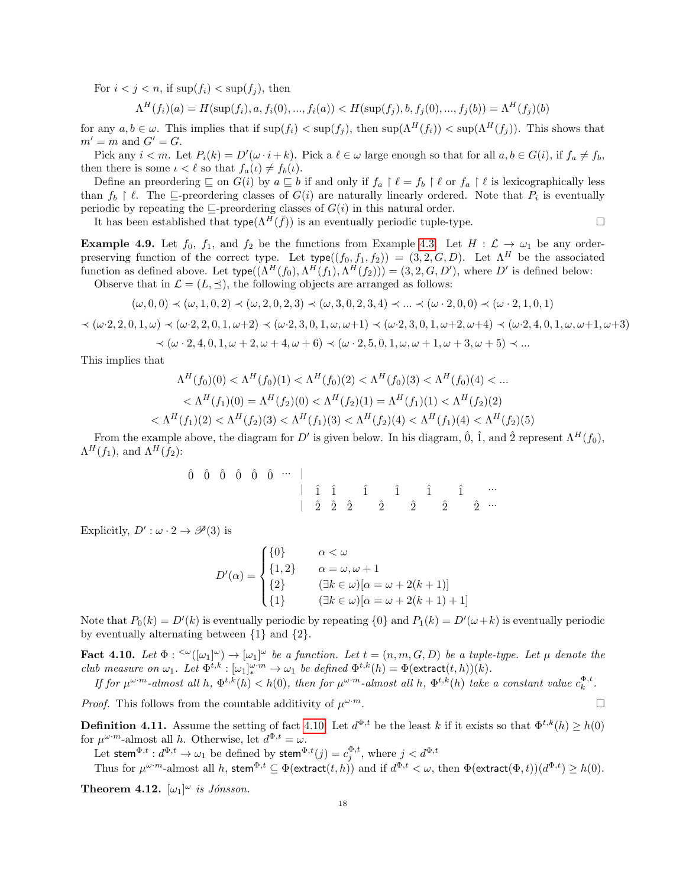For $i < j < n$, if $\sup(f_i) < \sup(f_j)$, then

$$\Lambda^H(f_i)(a) = H(\sup(f_i), a, f_i(0), ..., f_i(a)) < H(\sup(f_j), b, f_j(0), ..., f_j(b)) = \Lambda^H(f_j)(b)$$

for any $a, b \in \omega$. This implies that if $\sup(f_i) < \sup(f_j)$, then $\sup(\Lambda^H(f_i)) < \sup(\Lambda^H(f_j))$. This shows that $m' = m$ and $G' = G$.

Pick any $i < m$. Let $P_i(k) = D'(\omega \cdot i + k)$. Pick a $\ell \in \omega$ large enough so that for all $a, b \in G(i)$, if $f_a \neq f_b$, then there is some $\iota < \ell$ so that $f_a(\iota) \neq f_b(\iota)$.

Define an preordering $\sqsubseteq$ on $G(i)$ by $a \sqsubseteq b$ if and only if $f_a \restriction \ell = f_b \restriction \ell$ or $f_a \restriction \ell$ is lexicographically less than $f_b \restriction \ell$. The $\sqsubseteq$-preordering classes of $G(i)$ are naturally linearly ordered. Note that $P_i$ is eventually periodic by repeating the $\sqsubseteq$-preordering classes of $G(i)$ in this natural order.

It has been established that $\mathsf{type}(\Lambda^H(\bar{f}))$ is an eventually periodic tuple-type. $\square$

**Example 4.9.** Let $f_0$, $f_1$, and $f_2$ be the functions from Example 4.3. Let $H : \mathcal{L} \to \omega_1$ be any order-preserving function of the correct type. Let $\mathsf{type}((f_0, f_1, f_2)) = (3, 2, G, D)$. Let $\Lambda^H$ be the associated function as defined above. Let $\mathsf{type}((\Lambda^H(f_0), \Lambda^H(f_1), \Lambda^H(f_2))) = (3, 2, G, D')$, where $D'$ is defined below:

Observe that in $\mathcal{L} = (L, \preceq)$, the following objects are arranged as follows:

$$(\omega, 0, 0) \prec (\omega, 1, 0, 2) \prec (\omega, 2, 0, 2, 3) \prec (\omega, 3, 0, 2, 3, 4) \prec ... \prec (\omega \cdot 2, 0, 0) \prec (\omega \cdot 2, 1, 0, 1)$$

$$\prec (\omega{\cdot}2, 2, 0, 1, \omega) \prec (\omega{\cdot}2, 2, 0, 1, \omega{+}2) \prec (\omega{\cdot}2, 3, 0, 1, \omega, \omega{+}1) \prec (\omega{\cdot}2, 3, 0, 1, \omega{+}2, \omega{+}4) \prec (\omega{\cdot}2, 4, 0, 1, \omega, \omega{+}1, \omega{+}3)$$

$$\prec (\omega \cdot 2, 4, 0, 1, \omega + 2, \omega + 4, \omega + 6) \prec (\omega \cdot 2, 5, 0, 1, \omega, \omega + 1, \omega + 3, \omega + 5) \prec ...$$

This implies that

$$\Lambda^H(f_0)(0) < \Lambda^H(f_0)(1) < \Lambda^H(f_0)(2) < \Lambda^H(f_0)(3) < \Lambda^H(f_0)(4) < ...$$

$$< \Lambda^H(f_1)(0) = \Lambda^H(f_2)(0) < \Lambda^H(f_2)(1) = \Lambda^H(f_1)(1) < \Lambda^H(f_2)(2)$$

$$< \Lambda^H(f_1)(2) < \Lambda^H(f_2)(3) < \Lambda^H(f_1)(3) < \Lambda^H(f_2)(4) < \Lambda^H(f_1)(4) < \Lambda^H(f_2)(5)$$

From the example above, the diagram for $D'$ is given below. In his diagram, $\hat{0}$, $\hat{1}$, and $\hat{2}$ represent $\Lambda^H(f_0)$, $\Lambda^H(f_1)$, and $\Lambda^H(f_2)$:

```
0̂  0̂  0̂  0̂  0̂  0̂  ···  |
                        |  1̂  1̂      1̂      1̂      1̂      1̂      ···
                        |  2̂  2̂  2̂      2̂      2̂      2̂      2̂  ···
```

Explicitly, $D' : \omega \cdot 2 \to \mathscr{P}(3)$ is

$$D'(\alpha) = \begin{cases} \{0\} & \alpha < \omega \\ \{1, 2\} & \alpha = \omega, \omega + 1 \\ \{2\} & (\exists k \in \omega)[\alpha = \omega + 2(k + 1)] \\ \{1\} & (\exists k \in \omega)[\alpha = \omega + 2(k + 1) + 1] \end{cases}$$

Note that $P_0(k) = D'(k)$ is eventually periodic by repeating $\{0\}$ and $P_1(k) = D'(\omega + k)$ is eventually periodic by eventually alternating between $\{1\}$ and $\{2\}$.

**Fact 4.10.** *Let $\Phi : {}^{<\omega}([\omega_1]^\omega) \to [\omega_1]^\omega$ be a function. Let $t = (n, m, G, D)$ be a tuple-type. Let $\mu$ denote the club measure on $\omega_1$. Let $\Phi^{t,k} : [\omega_1]^{\omega \cdot m}_* \to \omega_1$ be defined $\Phi^{t,k}(h) = \Phi(\mathsf{extract}(t, h))(k)$.*

*If for $\mu^{\omega \cdot m}$-almost all $h$, $\Phi^{t,k}(h) < h(0)$, then for $\mu^{\omega \cdot m}$-almost all $h$, $\Phi^{t,k}(h)$ take a constant value $c^{\Phi,t}_k$.*

*Proof.* This follows from the countable additivity of $\mu^{\omega \cdot m}$. $\square$

**Definition 4.11.** Assume the setting of fact 4.10. Let $d^{\Phi,t}$ be the least $k$ if it exists so that $\Phi^{t,k}(h) \geq h(0)$ for $\mu^{\omega \cdot m}$-almost all $h$. Otherwise, let $d^{\Phi,t} = \omega$.

Let $\mathsf{stem}^{\Phi,t} : d^{\Phi,t} \to \omega_1$ be defined by $\mathsf{stem}^{\Phi,t}(j) = c^{\Phi,t}_j$, where $j < d^{\Phi,t}$

Thus for $\mu^{\omega \cdot m}$-almost all $h$, $\mathsf{stem}^{\Phi,t} \subseteq \Phi(\mathsf{extract}(t, h))$ and if $d^{\Phi,t} < \omega$, then $\Phi(\mathsf{extract}(\Phi, t))(d^{\Phi,t}) \geq h(0)$.

**Theorem 4.12.** *$[\omega_1]^\omega$ is Jónsson.*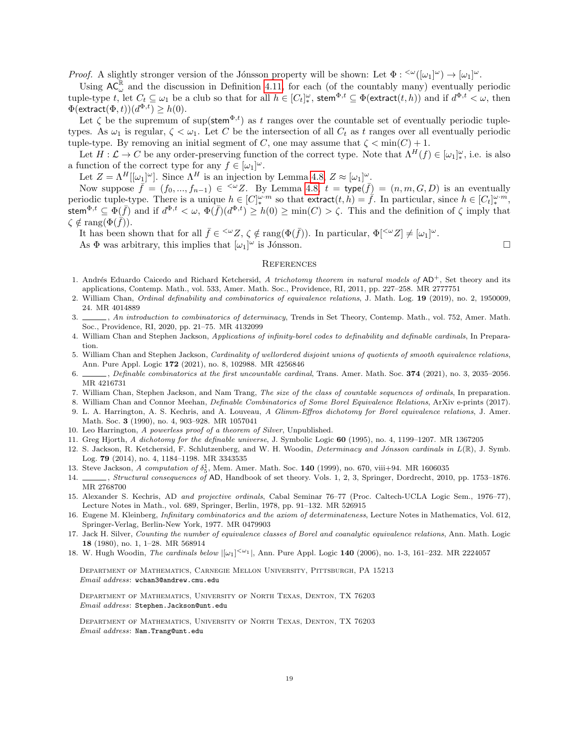*Proof.* A slightly stronger version of the Jónsson property will be shown: Let $\Phi : {}^{<\omega}([\omega_1]^\omega) \to [\omega_1]^\omega$.

Using $\mathsf{AC}^{\mathbb{R}}_\omega$ and the discussion in Definition 4.11, for each (of the countably many) eventually periodic tuple-type $t$, let $C_t \subseteq \omega_1$ be a club so that for all $h \in [C_t]^\omega_*$, $\mathsf{stem}^{\Phi,t} \subseteq \Phi(\mathsf{extract}(t,h))$ and if $d^{\Phi,t} < \omega$, then $\Phi(\mathsf{extract}(\Phi,t))(d^{\Phi,t}) \geq h(0)$.

Let $\zeta$ be the supremum of $\sup(\mathsf{stem}^{\Phi,t})$ as $t$ ranges over the countable set of eventually periodic tuple-types. As $\omega_1$ is regular, $\zeta < \omega_1$. Let $C$ be the intersection of all $C_t$ as $t$ ranges over all eventually periodic tuple-type. By removing an initial segment of $C$, one may assume that $\zeta < \min(C) + 1$.

Let $H : \mathcal{L} \to C$ be any order-preserving function of the correct type. Note that $\Lambda^H(f) \in [\omega_1]^\omega_*$, i.e. is also a function of the correct type for any $f \in [\omega_1]^\omega$.

Let $Z = \Lambda^H[[\omega_1]^\omega]$. Since $\Lambda^H$ is an injection by Lemma 4.8, $Z \approx [\omega_1]^\omega$.

Now suppose $\bar{f} = (f_0, ..., f_{n-1}) \in {}^{<\omega}Z$. By Lemma 4.8, $t = \mathsf{type}(\bar{f}) = (n, m, G, D)$ is an eventually periodic tuple-type. There is a unique $h \in [C]^{\omega \cdot m}_*$ so that $\mathsf{extract}(t,h) = \bar{f}$. In particular, since $h \in [C_t]^{\omega \cdot m}_*$, $\mathsf{stem}^{\Phi,t} \subseteq \Phi(\bar{f})$ and if $d^{\Phi,t} < \omega$, $\Phi(\bar{f})(d^{\Phi,t}) \geq h(0) \geq \min(C) > \zeta$. This and the definition of $\zeta$ imply that $\zeta \notin \mathrm{rang}(\Phi(\bar{f}))$.

It has been shown that for all $\bar{f} \in {}^{<\omega}Z$, $\zeta \notin \mathrm{rang}(\Phi(\bar{f}))$. In particular, $\Phi[{}^{<\omega}Z] \neq [\omega_1]^\omega$.

As $\Phi$ was arbitrary, this implies that $[\omega_1]^\omega$ is Jónsson. $\square$

## References

1. Andrés Eduardo Caicedo and Richard Ketchersid, *A trichotomy theorem in natural models of* $\mathsf{AD}^+$, Set theory and its applications, Contemp. Math., vol. 533, Amer. Math. Soc., Providence, RI, 2011, pp. 227–258. MR 2777751
2. William Chan, *Ordinal definability and combinatorics of equivalence relations*, J. Math. Log. **19** (2019), no. 2, 1950009, 24. MR 4014889
3. ______, *An introduction to combinatorics of determinacy*, Trends in Set Theory, Contemp. Math., vol. 752, Amer. Math. Soc., Providence, RI, 2020, pp. 21–75. MR 4132099
4. William Chan and Stephen Jackson, *Applications of infinity-borel codes to definability and definable cardinals*, In Preparation.
5. William Chan and Stephen Jackson, *Cardinality of wellordered disjoint unions of quotients of smooth equivalence relations*, Ann. Pure Appl. Logic **172** (2021), no. 8, 102988. MR 4256846
6. ______, *Definable combinatorics at the first uncountable cardinal*, Trans. Amer. Math. Soc. **374** (2021), no. 3, 2035–2056. MR 4216731
7. William Chan, Stephen Jackson, and Nam Trang, *The size of the class of countable sequences of ordinals*, In preparation.
8. William Chan and Connor Meehan, *Definable Combinatorics of Some Borel Equivalence Relations*, ArXiv e-prints (2017).
9. L. A. Harrington, A. S. Kechris, and A. Louveau, *A Glimm-Effros dichotomy for Borel equivalence relations*, J. Amer. Math. Soc. **3** (1990), no. 4, 903–928. MR 1057041
10. Leo Harrington, *A powerless proof of a theorem of Silver*, Unpublished.
11. Greg Hjorth, *A dichotomy for the definable universe*, J. Symbolic Logic **60** (1995), no. 4, 1199–1207. MR 1367205
12. S. Jackson, R. Ketchersid, F. Schlutzenberg, and W. H. Woodin, *Determinacy and Jónsson cardinals in* $L(\mathbb{R})$, J. Symb. Log. **79** (2014), no. 4, 1184–1198. MR 3343535
13. Steve Jackson, *A computation of* $\delta^1_5$, Mem. Amer. Math. Soc. **140** (1999), no. 670, viii+94. MR 1606035
14. ______, *Structural consequences of* $\mathsf{AD}$, Handbook of set theory. Vols. 1, 2, 3, Springer, Dordrecht, 2010, pp. 1753–1876. MR 2768700
15. Alexander S. Kechris, $\mathsf{AD}$ *and projective ordinals*, Cabal Seminar 76–77 (Proc. Caltech-UCLA Logic Sem., 1976–77), Lecture Notes in Math., vol. 689, Springer, Berlin, 1978, pp. 91–132. MR 526915
16. Eugene M. Kleinberg, *Infinitary combinatorics and the axiom of determinateness*, Lecture Notes in Mathematics, Vol. 612, Springer-Verlag, Berlin-New York, 1977. MR 0479903
17. Jack H. Silver, *Counting the number of equivalence classes of Borel and coanalytic equivalence relations*, Ann. Math. Logic **18** (1980), no. 1, 1–28. MR 568914
18. W. Hugh Woodin, *The cardinals below* $|[\omega_1]^{<\omega_1}|$, Ann. Pure Appl. Logic **140** (2006), no. 1-3, 161–232. MR 2224057

Department of Mathematics, Carnegie Mellon University, Pittsburgh, PA 15213
*Email address*: wchan3@andrew.cmu.edu

Department of Mathematics, University of North Texas, Denton, TX 76203
*Email address*: Stephen.Jackson@unt.edu

Department of Mathematics, University of North Texas, Denton, TX 76203
*Email address*: Nam.Trang@unt.edu